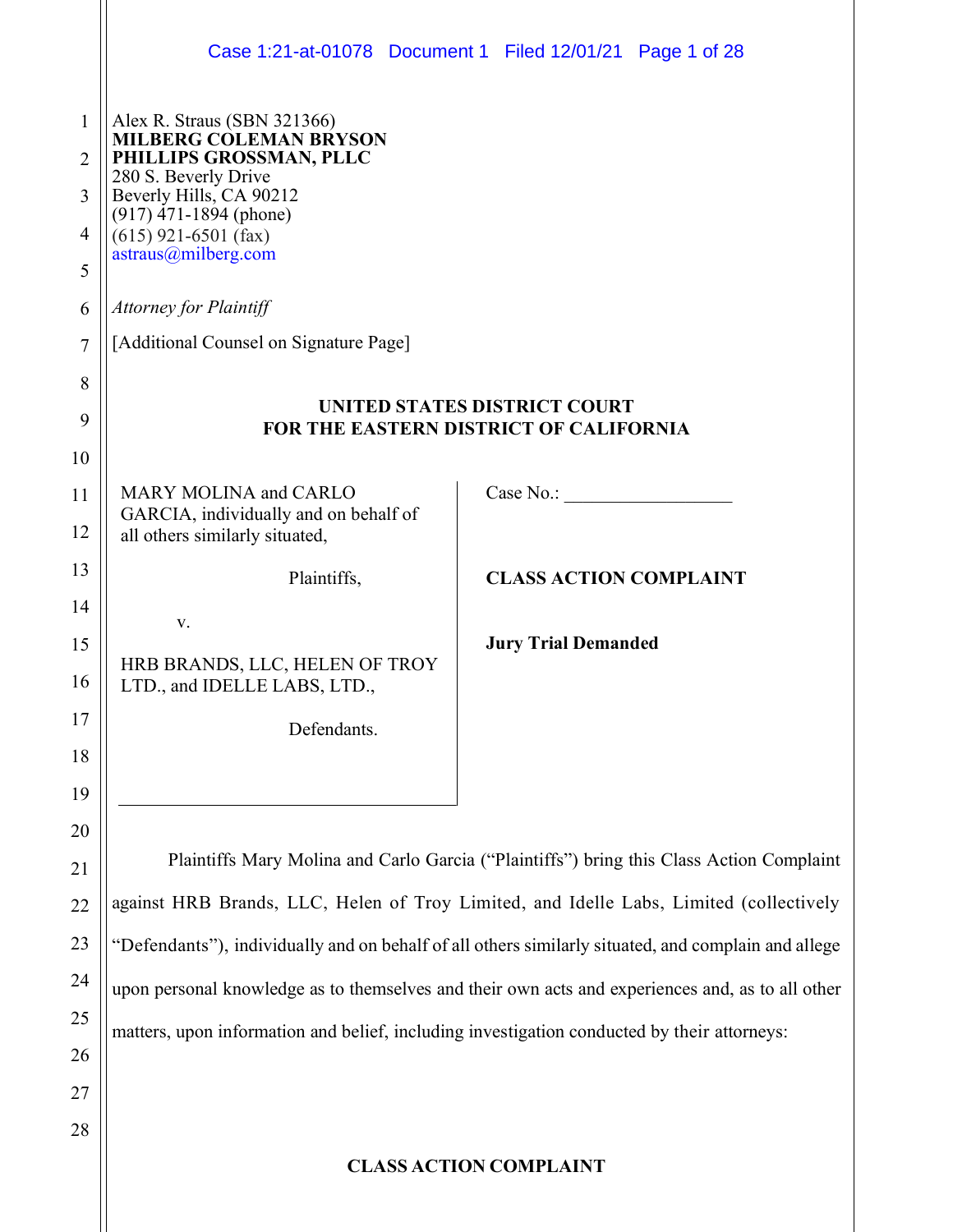Alex R. Straus (SBN 321366)
**MILBERG COLEMAN BRYSON PHILLIPS GROSSMAN, PLLC**
280 S. Beverly Drive
Beverly Hills, CA 90212
(917) 471-1894 (phone)
(615) 921-6501 (fax)
astraus@milberg.com

*Attorney for Plaintiff*

[Additional Counsel on Signature Page]

**UNITED STATES DISTRICT COURT**
**FOR THE EASTERN DISTRICT OF CALIFORNIA**

MARY MOLINA and CARLO GARCIA, individually and on behalf of all others similarly situated,

Plaintiffs,

v.

HRB BRANDS, LLC, HELEN OF TROY LTD., and IDELLE LABS, LTD.,

Defendants.

Case No.: __________________

**CLASS ACTION COMPLAINT**

**Jury Trial Demanded**

Plaintiffs Mary Molina and Carlo Garcia ("Plaintiffs") bring this Class Action Complaint against HRB Brands, LLC, Helen of Troy Limited, and Idelle Labs, Limited (collectively "Defendants"), individually and on behalf of all others similarly situated, and complain and allege upon personal knowledge as to themselves and their own acts and experiences and, as to all other matters, upon information and belief, including investigation conducted by their attorneys:

**CLASS ACTION COMPLAINT**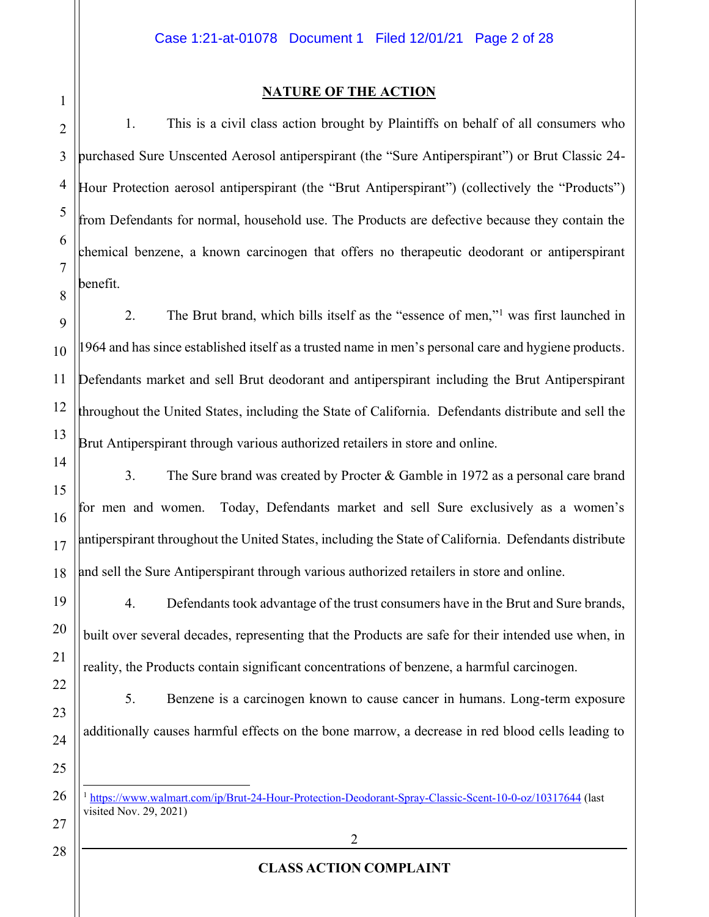## NATURE OF THE ACTION

1. This is a civil class action brought by Plaintiffs on behalf of all consumers who purchased Sure Unscented Aerosol antiperspirant (the "Sure Antiperspirant") or Brut Classic 24-Hour Protection aerosol antiperspirant (the "Brut Antiperspirant") (collectively the "Products") from Defendants for normal, household use. The Products are defective because they contain the chemical benzene, a known carcinogen that offers no therapeutic deodorant or antiperspirant benefit.

2. The Brut brand, which bills itself as the "essence of men,"[1] was first launched in 1964 and has since established itself as a trusted name in men's personal care and hygiene products. Defendants market and sell Brut deodorant and antiperspirant including the Brut Antiperspirant throughout the United States, including the State of California. Defendants distribute and sell the Brut Antiperspirant through various authorized retailers in store and online.

3. The Sure brand was created by Procter & Gamble in 1972 as a personal care brand for men and women. Today, Defendants market and sell Sure exclusively as a women's antiperspirant throughout the United States, including the State of California. Defendants distribute and sell the Sure Antiperspirant through various authorized retailers in store and online.

4. Defendants took advantage of the trust consumers have in the Brut and Sure brands, built over several decades, representing that the Products are safe for their intended use when, in reality, the Products contain significant concentrations of benzene, a harmful carcinogen.

5. Benzene is a carcinogen known to cause cancer in humans. Long-term exposure additionally causes harmful effects on the bone marrow, a decrease in red blood cells leading to

---

[1] https://www.walmart.com/ip/Brut-24-Hour-Protection-Deodorant-Spray-Classic-Scent-10-0-oz/10317644 (last visited Nov. 29, 2021)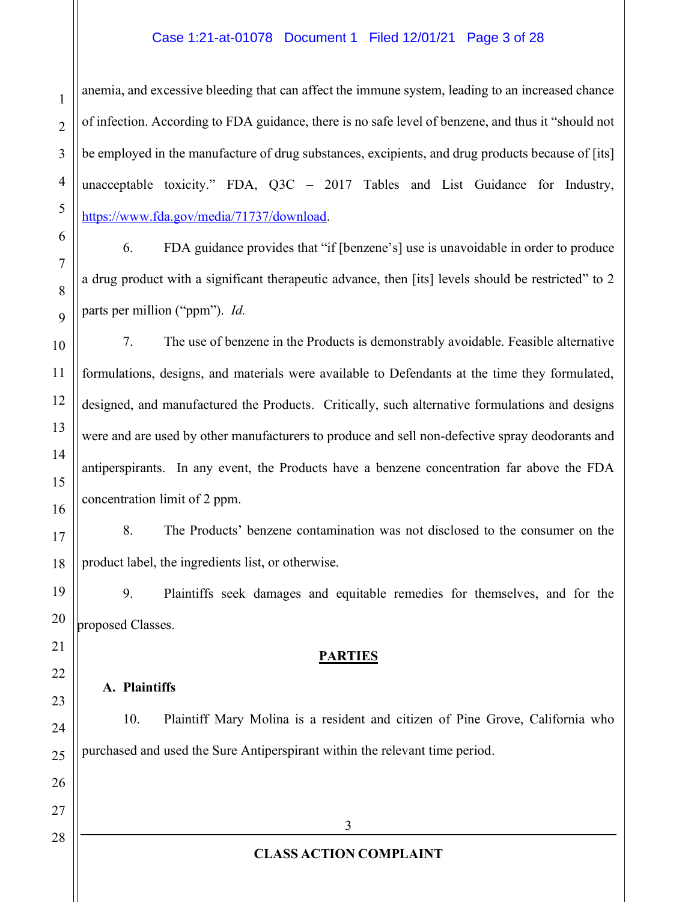anemia, and excessive bleeding that can affect the immune system, leading to an increased chance of infection. According to FDA guidance, there is no safe level of benzene, and thus it "should not be employed in the manufacture of drug substances, excipients, and drug products because of [its] unacceptable toxicity." FDA, Q3C – 2017 Tables and List Guidance for Industry, https://www.fda.gov/media/71737/download.

6. FDA guidance provides that "if [benzene's] use is unavoidable in order to produce a drug product with a significant therapeutic advance, then [its] levels should be restricted" to 2 parts per million ("ppm"). *Id.*

7. The use of benzene in the Products is demonstrably avoidable. Feasible alternative formulations, designs, and materials were available to Defendants at the time they formulated, designed, and manufactured the Products. Critically, such alternative formulations and designs were and are used by other manufacturers to produce and sell non-defective spray deodorants and antiperspirants. In any event, the Products have a benzene concentration far above the FDA concentration limit of 2 ppm.

8. The Products' benzene contamination was not disclosed to the consumer on the product label, the ingredients list, or otherwise.

9. Plaintiffs seek damages and equitable remedies for themselves, and for the proposed Classes.

## PARTIES

### A. Plaintiffs

10. Plaintiff Mary Molina is a resident and citizen of Pine Grove, California who purchased and used the Sure Antiperspirant within the relevant time period.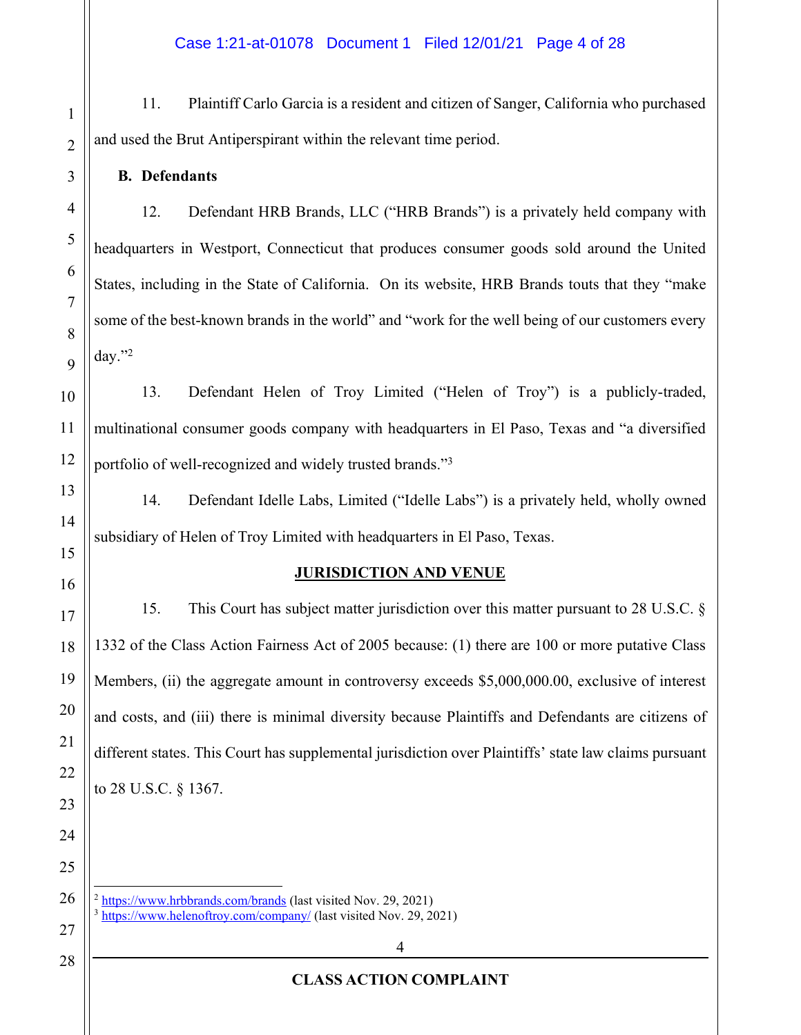11. Plaintiff Carlo Garcia is a resident and citizen of Sanger, California who purchased and used the Brut Antiperspirant within the relevant time period.

**B. Defendants**

12. Defendant HRB Brands, LLC ("HRB Brands") is a privately held company with headquarters in Westport, Connecticut that produces consumer goods sold around the United States, including in the State of California. On its website, HRB Brands touts that they "make some of the best-known brands in the world" and "work for the well being of our customers every day."[2]

13. Defendant Helen of Troy Limited ("Helen of Troy") is a publicly-traded, multinational consumer goods company with headquarters in El Paso, Texas and "a diversified portfolio of well-recognized and widely trusted brands."[3]

14. Defendant Idelle Labs, Limited ("Idelle Labs") is a privately held, wholly owned subsidiary of Helen of Troy Limited with headquarters in El Paso, Texas.

**JURISDICTION AND VENUE**

15. This Court has subject matter jurisdiction over this matter pursuant to 28 U.S.C. § 1332 of the Class Action Fairness Act of 2005 because: (1) there are 100 or more putative Class Members, (ii) the aggregate amount in controversy exceeds $5,000,000.00, exclusive of interest and costs, and (iii) there is minimal diversity because Plaintiffs and Defendants are citizens of different states. This Court has supplemental jurisdiction over Plaintiffs' state law claims pursuant to 28 U.S.C. § 1367.

---

[2] https://www.hrbbrands.com/brands (last visited Nov. 29, 2021)
[3] https://www.helenoftroy.com/company/ (last visited Nov. 29, 2021)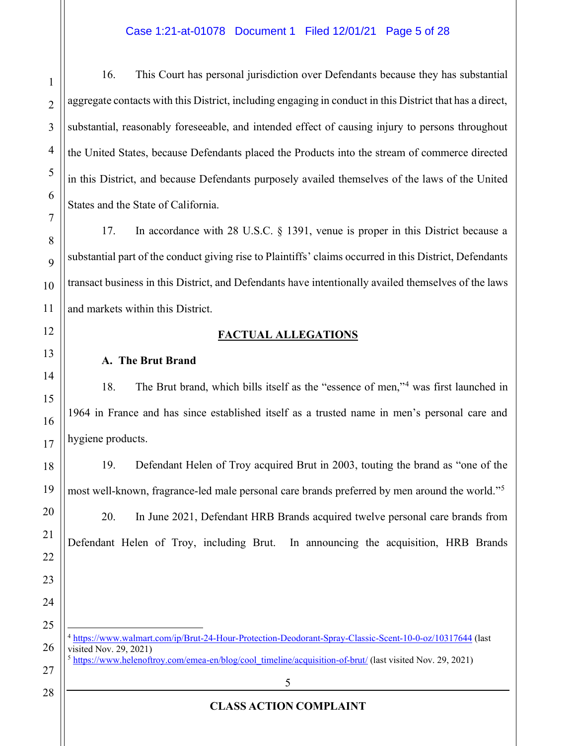16. This Court has personal jurisdiction over Defendants because they has substantial aggregate contacts with this District, including engaging in conduct in this District that has a direct, substantial, reasonably foreseeable, and intended effect of causing injury to persons throughout the United States, because Defendants placed the Products into the stream of commerce directed in this District, and because Defendants purposely availed themselves of the laws of the United States and the State of California.

17. In accordance with 28 U.S.C. § 1391, venue is proper in this District because a substantial part of the conduct giving rise to Plaintiffs' claims occurred in this District, Defendants transact business in this District, and Defendants have intentionally availed themselves of the laws and markets within this District.

## FACTUAL ALLEGATIONS

### A. The Brut Brand

18. The Brut brand, which bills itself as the "essence of men,"[4] was first launched in 1964 in France and has since established itself as a trusted name in men's personal care and hygiene products.

19. Defendant Helen of Troy acquired Brut in 2003, touting the brand as "one of the most well-known, fragrance-led male personal care brands preferred by men around the world."[5]

20. In June 2021, Defendant HRB Brands acquired twelve personal care brands from Defendant Helen of Troy, including Brut. In announcing the acquisition, HRB Brands

---

[4] https://www.walmart.com/ip/Brut-24-Hour-Protection-Deodorant-Spray-Classic-Scent-10-0-oz/10317644 (last visited Nov. 29, 2021)

[5] https://www.helenoftroy.com/emea-en/blog/cool_timeline/acquisition-of-brut/ (last visited Nov. 29, 2021)

CLASS ACTION COMPLAINT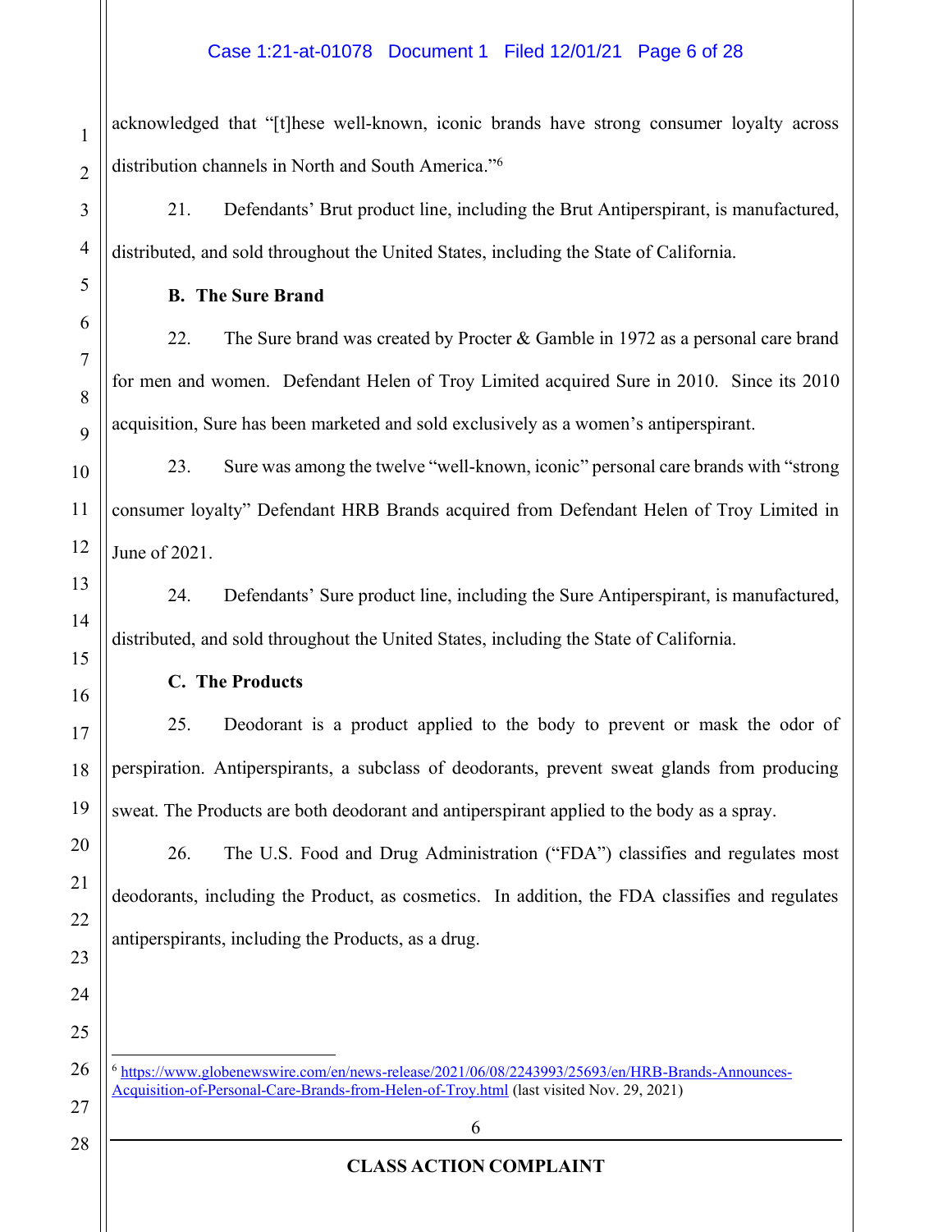acknowledged that "[t]hese well-known, iconic brands have strong consumer loyalty across distribution channels in North and South America."[6]

21. Defendants' Brut product line, including the Brut Antiperspirant, is manufactured, distributed, and sold throughout the United States, including the State of California.

**B. The Sure Brand**

22. The Sure brand was created by Procter & Gamble in 1972 as a personal care brand for men and women. Defendant Helen of Troy Limited acquired Sure in 2010. Since its 2010 acquisition, Sure has been marketed and sold exclusively as a women's antiperspirant.

23. Sure was among the twelve "well-known, iconic" personal care brands with "strong consumer loyalty" Defendant HRB Brands acquired from Defendant Helen of Troy Limited in June of 2021.

24. Defendants' Sure product line, including the Sure Antiperspirant, is manufactured, distributed, and sold throughout the United States, including the State of California.

**C. The Products**

25. Deodorant is a product applied to the body to prevent or mask the odor of perspiration. Antiperspirants, a subclass of deodorants, prevent sweat glands from producing sweat. The Products are both deodorant and antiperspirant applied to the body as a spray.

26. The U.S. Food and Drug Administration ("FDA") classifies and regulates most deodorants, including the Product, as cosmetics. In addition, the FDA classifies and regulates antiperspirants, including the Products, as a drug.

---

[6] https://www.globenewswire.com/en/news-release/2021/06/08/2243993/25693/en/HRB-Brands-Announces-Acquisition-of-Personal-Care-Brands-from-Helen-of-Troy.html (last visited Nov. 29, 2021)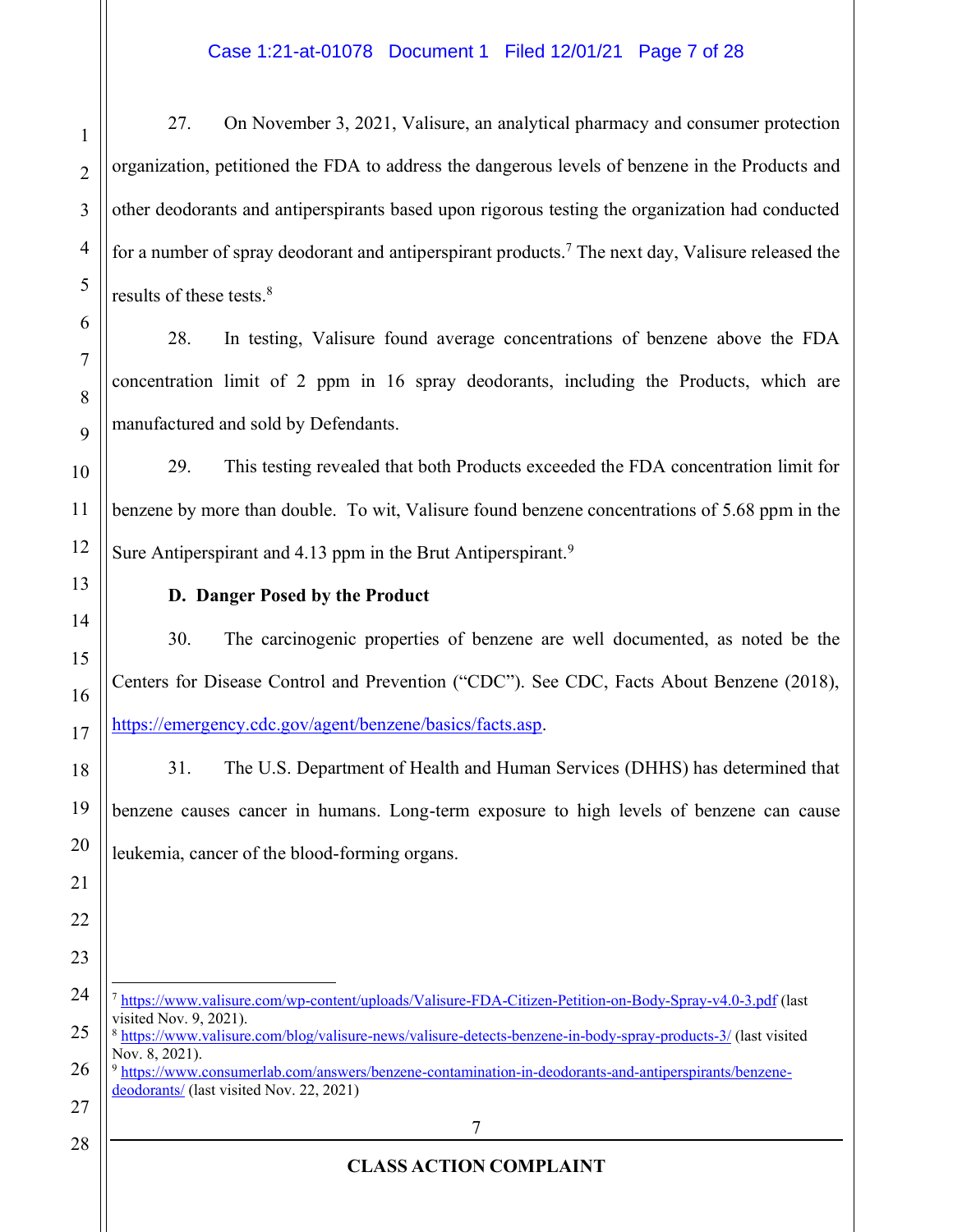27. On November 3, 2021, Valisure, an analytical pharmacy and consumer protection organization, petitioned the FDA to address the dangerous levels of benzene in the Products and other deodorants and antiperspirants based upon rigorous testing the organization had conducted for a number of spray deodorant and antiperspirant products.[7] The next day, Valisure released the results of these tests.[8]

28. In testing, Valisure found average concentrations of benzene above the FDA concentration limit of 2 ppm in 16 spray deodorants, including the Products, which are manufactured and sold by Defendants.

29. This testing revealed that both Products exceeded the FDA concentration limit for benzene by more than double. To wit, Valisure found benzene concentrations of 5.68 ppm in the Sure Antiperspirant and 4.13 ppm in the Brut Antiperspirant.[9]

**D. Danger Posed by the Product**

30. The carcinogenic properties of benzene are well documented, as noted be the Centers for Disease Control and Prevention ("CDC"). See CDC, Facts About Benzene (2018), https://emergency.cdc.gov/agent/benzene/basics/facts.asp.

31. The U.S. Department of Health and Human Services (DHHS) has determined that benzene causes cancer in humans. Long-term exposure to high levels of benzene can cause leukemia, cancer of the blood-forming organs.

---

[7] https://www.valisure.com/wp-content/uploads/Valisure-FDA-Citizen-Petition-on-Body-Spray-v4.0-3.pdf (last visited Nov. 9, 2021).

[8] https://www.valisure.com/blog/valisure-news/valisure-detects-benzene-in-body-spray-products-3/ (last visited Nov. 8, 2021).

[9] https://www.consumerlab.com/answers/benzene-contamination-in-deodorants-and-antiperspirants/benzene-deodorants/ (last visited Nov. 22, 2021)

**CLASS ACTION COMPLAINT**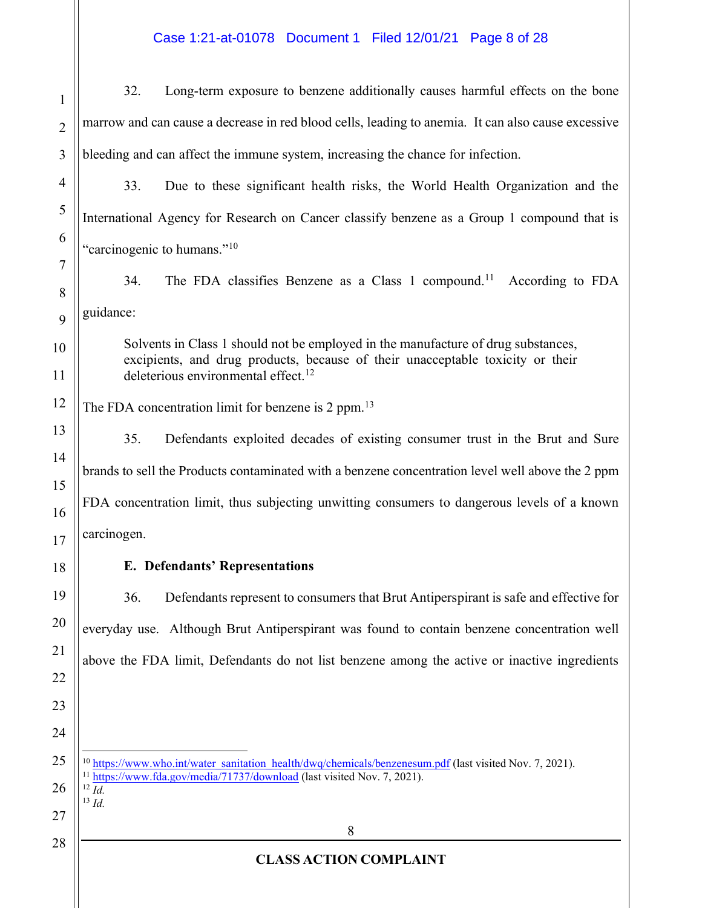32. Long-term exposure to benzene additionally causes harmful effects on the bone marrow and can cause a decrease in red blood cells, leading to anemia. It can also cause excessive bleeding and can affect the immune system, increasing the chance for infection.

33. Due to these significant health risks, the World Health Organization and the International Agency for Research on Cancer classify benzene as a Group 1 compound that is "carcinogenic to humans."[10]

34. The FDA classifies Benzene as a Class 1 compound.[11] According to FDA guidance:

> Solvents in Class 1 should not be employed in the manufacture of drug substances, excipients, and drug products, because of their unacceptable toxicity or their deleterious environmental effect.[12]

The FDA concentration limit for benzene is 2 ppm.[13]

35. Defendants exploited decades of existing consumer trust in the Brut and Sure brands to sell the Products contaminated with a benzene concentration level well above the 2 ppm FDA concentration limit, thus subjecting unwitting consumers to dangerous levels of a known carcinogen.

**E. Defendants' Representations**

36. Defendants represent to consumers that Brut Antiperspirant is safe and effective for everyday use. Although Brut Antiperspirant was found to contain benzene concentration well above the FDA limit, Defendants do not list benzene among the active or inactive ingredients

---

[10] https://www.who.int/water_sanitation_health/dwq/chemicals/benzenesum.pdf (last visited Nov. 7, 2021).
[11] https://www.fda.gov/media/71737/download (last visited Nov. 7, 2021).
[12] *Id.*
[13] *Id.*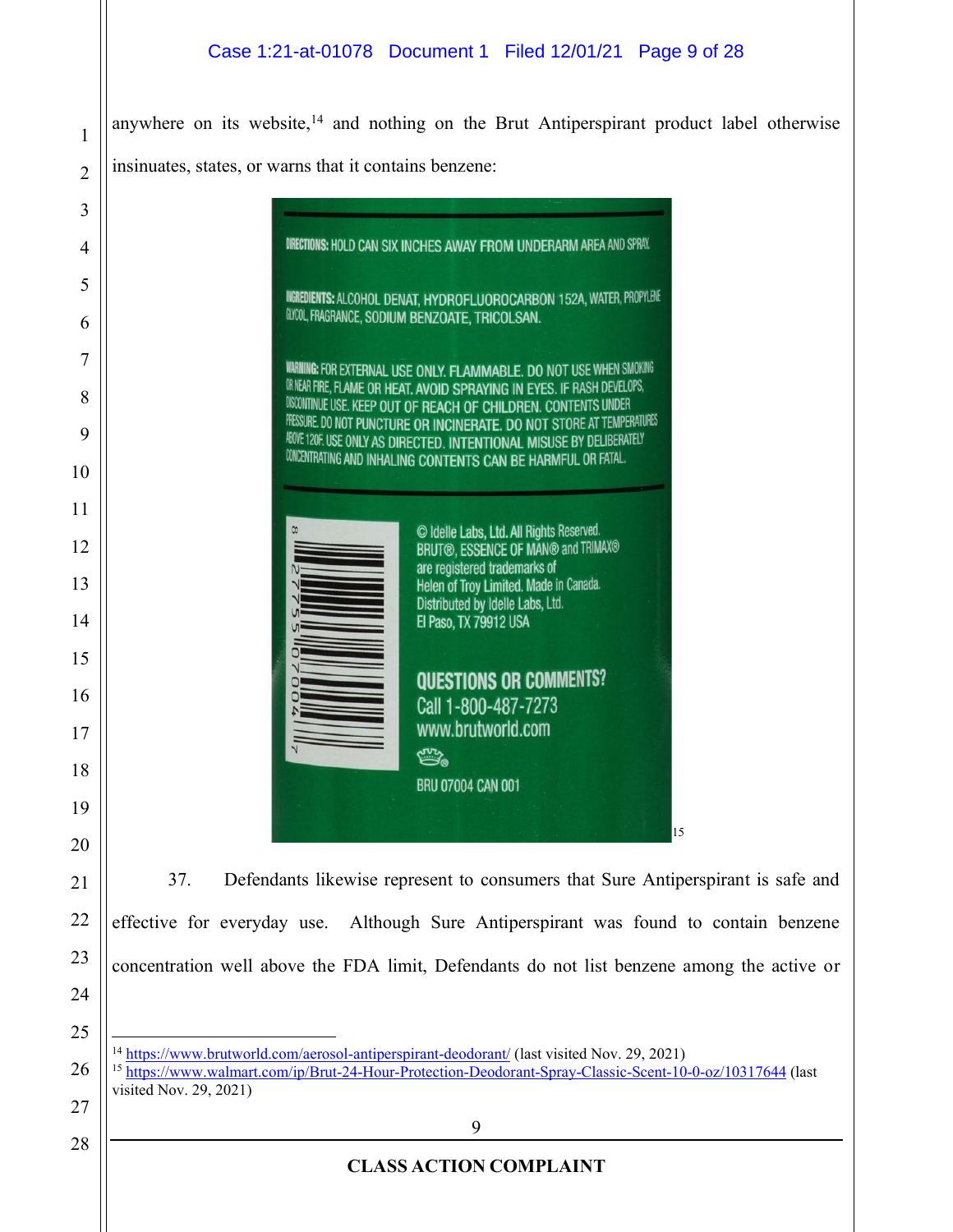anywhere on its website,[14] and nothing on the Brut Antiperspirant product label otherwise insinuates, states, or warns that it contains benzene:

DIRECTIONS: HOLD CAN SIX INCHES AWAY FROM UNDERARM AREA AND SPRAY.

INGREDIENTS: ALCOHOL DENAT, HYDROFLUOROCARBON 152A, WATER, PROPYLENE GLYCOL, FRAGRANCE, SODIUM BENZOATE, TRICOLSAN.

WARNING: FOR EXTERNAL USE ONLY. FLAMMABLE. DO NOT USE WHEN SMOKING OR NEAR FIRE, FLAME OR HEAT. AVOID SPRAYING IN EYES. IF RASH DEVELOPS, DISCONTINUE USE. KEEP OUT OF REACH OF CHILDREN. CONTENTS UNDER PRESSURE. DO NOT PUNCTURE OR INCINERATE. DO NOT STORE AT TEMPERATURES ABOVE 120F. USE ONLY AS DIRECTED. INTENTIONAL MISUSE BY DELIBERATELY CONCENTRATING AND INHALING CONTENTS CAN BE HARMFUL OR FATAL.

8 27755 07004 7

© Idelle Labs, Ltd. All Rights Reserved. BRUT®, ESSENCE OF MAN® and TRIMAX® are registered trademarks of Helen of Troy Limited. Made in Canada. Distributed by Idelle Labs, Ltd. El Paso, TX 79912 USA

QUESTIONS OR COMMENTS? Call 1-800-487-7273 www.brutworld.com

BRU 07004 CAN 001

[15]

37. Defendants likewise represent to consumers that Sure Antiperspirant is safe and effective for everyday use. Although Sure Antiperspirant was found to contain benzene concentration well above the FDA limit, Defendants do not list benzene among the active or

---

[14] https://www.brutworld.com/aerosol-antiperspirant-deodorant/ (last visited Nov. 29, 2021)

[15] https://www.walmart.com/ip/Brut-24-Hour-Protection-Deodorant-Spray-Classic-Scent-10-0-oz/10317644 (last visited Nov. 29, 2021)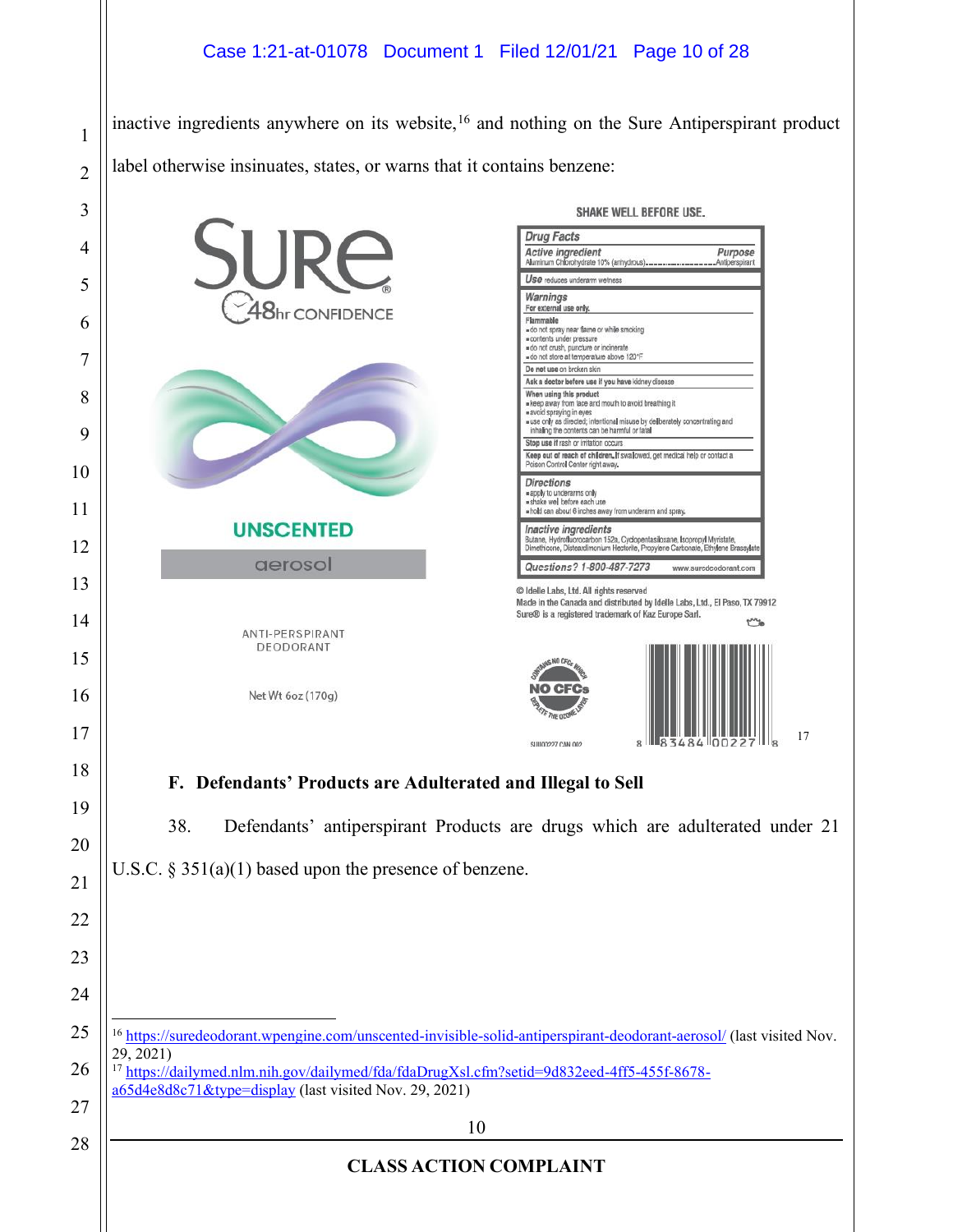inactive ingredients anywhere on its website,[16] and nothing on the Sure Antiperspirant product label otherwise insinuates, states, or warns that it contains benzene:

SURE® 48hr CONFIDENCE

UNSCENTED

aerosol

ANTI-PERSPIRANT DEODORANT

Net Wt 6oz (170g)

SHAKE WELL BEFORE USE.

**Drug Facts**

| Active ingredient | Purpose |
| --- | --- |
| Aluminum Chlorohydrate 10% (anhydrous) | Antiperspirant |

**Use** reduces underarm wetness

**Warnings**

For external use only.

**Flammable**

- do not spray near flame or while smoking
- contents under pressure
- do not crush, puncture or incinerate
- do not store at temperature above 120°F

**Do not use** on broken skin

**Ask a doctor before use if you have** kidney disease

**When using this product**

- keep away from face and mouth to avoid breathing it
- avoid spraying in eyes
- use only as directed; intentional misuse by deliberately concentrating and inhaling the contents can be harmful or fatal

**Stop use** if rash or irritation occurs

**Keep out of reach of children.** If swallowed, get medical help or contact a Poison Control Center right away.

**Directions**

- apply to underarms only
- shake well before each use
- hold can about 6 inches away from underarm and spray.

**Inactive ingredients**

Butane, Hydrofluorocarbon 152a, Cyclopentasiloxane, Isopropyl Myristate, Dimethicone, Disteardimonium Hectorite, Propylene Carbonate, Ethylene Brassylate

**Questions?** 1-800-487-7273 www.suredeodorant.com

© Idelle Labs, Ltd. All rights reserved

Made in the Canada and distributed by Idelle Labs, Ltd., El Paso, TX 79912

Sure® is a registered trademark of Kaz Europe Sarl.

CONTAINS NO CFCs WHICH DEPLETE THE OZONE LAYER — NO CFCs

SUI00227 CAN 002

8 83484 00227 8

[17]

### F. Defendants' Products are Adulterated and Illegal to Sell

38. Defendants' antiperspirant Products are drugs which are adulterated under 21 U.S.C. § 351(a)(1) based upon the presence of benzene.

---

[16] https://suredeodorant.wpengine.com/unscented-invisible-solid-antiperspirant-deodorant-aerosol/ (last visited Nov. 29, 2021)

[17] https://dailymed.nlm.nih.gov/dailymed/fda/fdaDrugXsl.cfm?setid=9d832eed-4ff5-455f-8678-a65d4e8d8c71&type=display (last visited Nov. 29, 2021)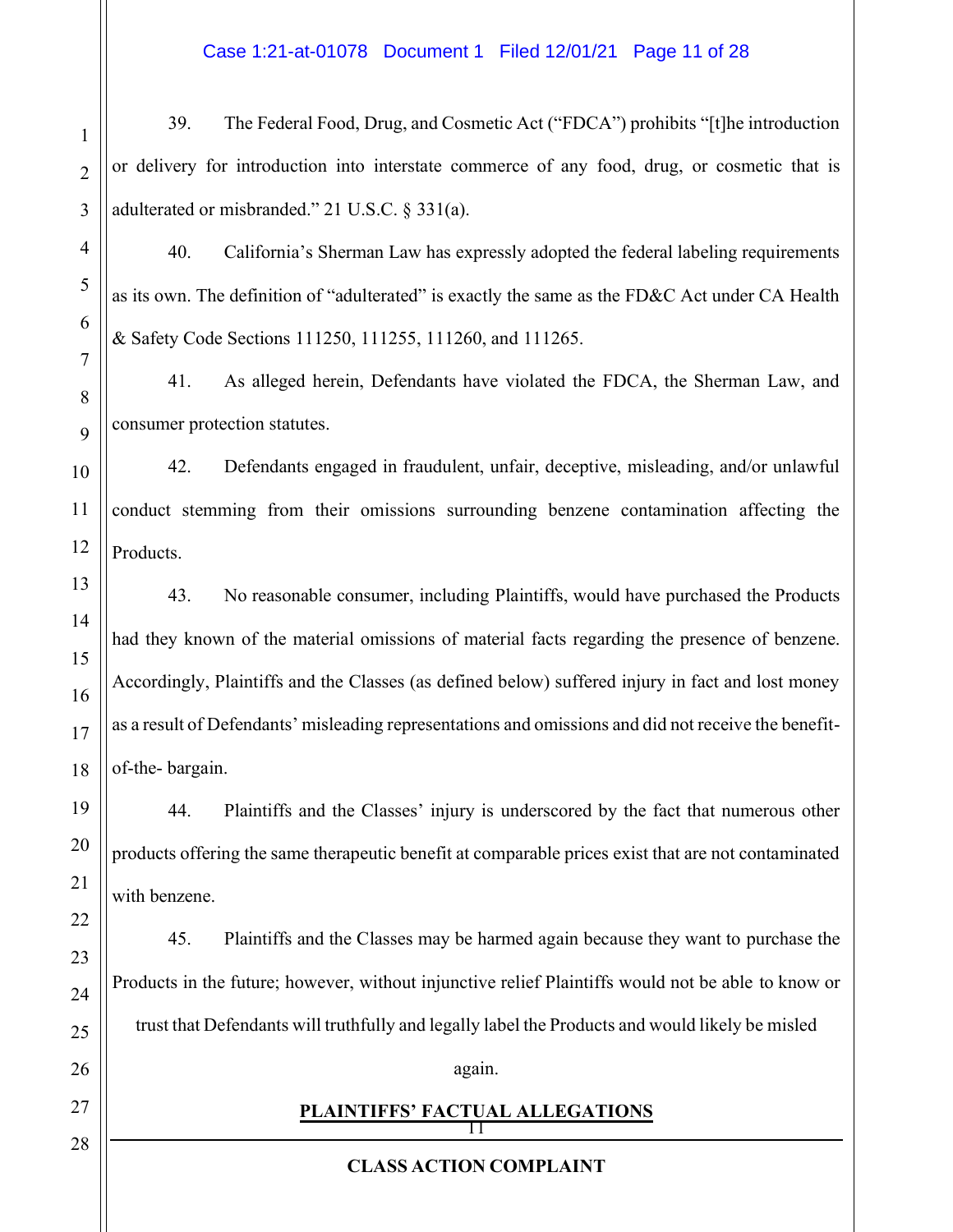39. The Federal Food, Drug, and Cosmetic Act ("FDCA") prohibits "[t]he introduction or delivery for introduction into interstate commerce of any food, drug, or cosmetic that is adulterated or misbranded." 21 U.S.C. § 331(a).

40. California's Sherman Law has expressly adopted the federal labeling requirements as its own. The definition of "adulterated" is exactly the same as the FD&C Act under CA Health & Safety Code Sections 111250, 111255, 111260, and 111265.

41. As alleged herein, Defendants have violated the FDCA, the Sherman Law, and consumer protection statutes.

42. Defendants engaged in fraudulent, unfair, deceptive, misleading, and/or unlawful conduct stemming from their omissions surrounding benzene contamination affecting the Products.

43. No reasonable consumer, including Plaintiffs, would have purchased the Products had they known of the material omissions of material facts regarding the presence of benzene. Accordingly, Plaintiffs and the Classes (as defined below) suffered injury in fact and lost money as a result of Defendants' misleading representations and omissions and did not receive the benefit-of-the- bargain.

44. Plaintiffs and the Classes' injury is underscored by the fact that numerous other products offering the same therapeutic benefit at comparable prices exist that are not contaminated with benzene.

45. Plaintiffs and the Classes may be harmed again because they want to purchase the Products in the future; however, without injunctive relief Plaintiffs would not be able to know or trust that Defendants will truthfully and legally label the Products and would likely be misled again.

**PLAINTIFFS' FACTUAL ALLEGATIONS**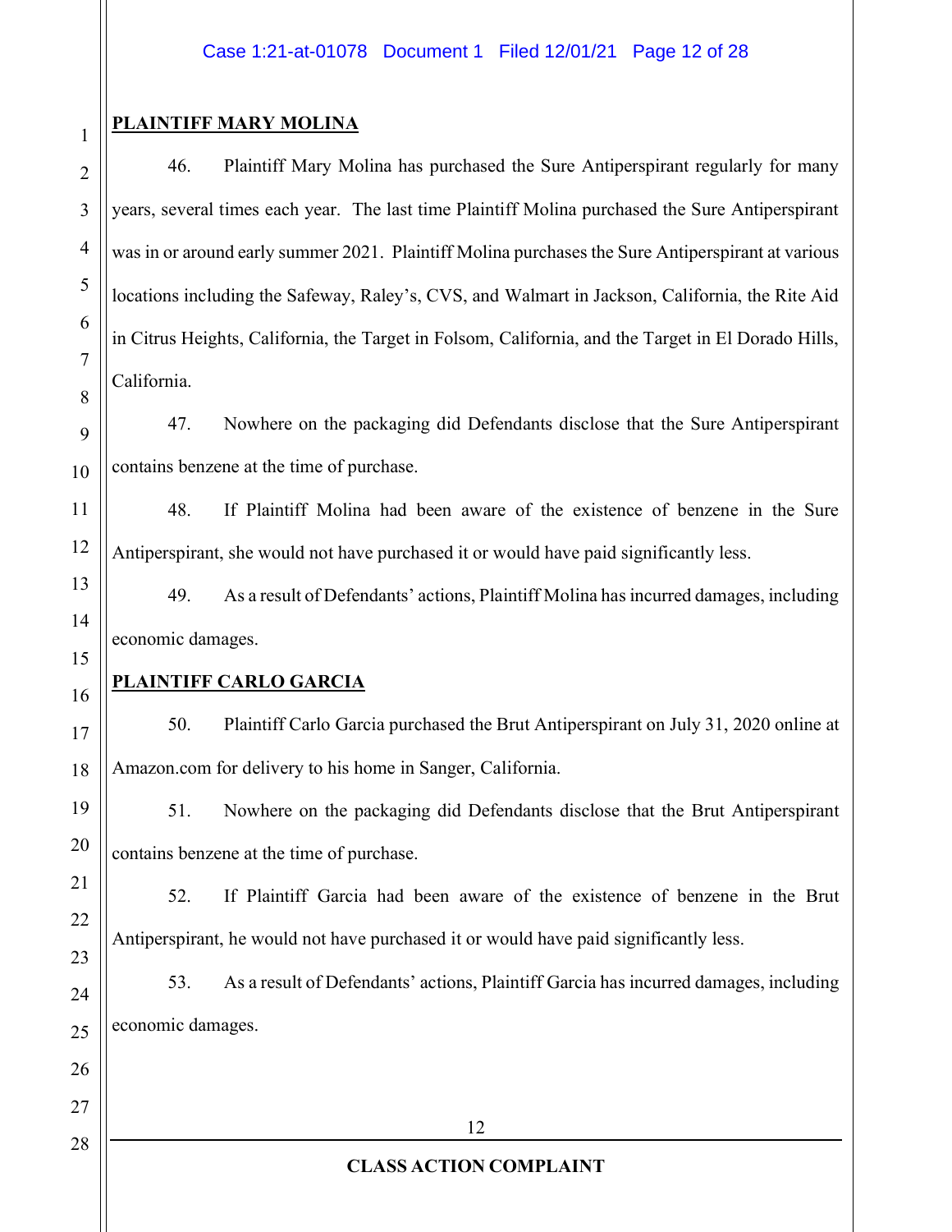**PLAINTIFF MARY MOLINA**

46. Plaintiff Mary Molina has purchased the Sure Antiperspirant regularly for many years, several times each year. The last time Plaintiff Molina purchased the Sure Antiperspirant was in or around early summer 2021. Plaintiff Molina purchases the Sure Antiperspirant at various locations including the Safeway, Raley's, CVS, and Walmart in Jackson, California, the Rite Aid in Citrus Heights, California, the Target in Folsom, California, and the Target in El Dorado Hills, California.

47. Nowhere on the packaging did Defendants disclose that the Sure Antiperspirant contains benzene at the time of purchase.

48. If Plaintiff Molina had been aware of the existence of benzene in the Sure Antiperspirant, she would not have purchased it or would have paid significantly less.

49. As a result of Defendants' actions, Plaintiff Molina has incurred damages, including economic damages.

**PLAINTIFF CARLO GARCIA**

50. Plaintiff Carlo Garcia purchased the Brut Antiperspirant on July 31, 2020 online at Amazon.com for delivery to his home in Sanger, California.

51. Nowhere on the packaging did Defendants disclose that the Brut Antiperspirant contains benzene at the time of purchase.

52. If Plaintiff Garcia had been aware of the existence of benzene in the Brut Antiperspirant, he would not have purchased it or would have paid significantly less.

53. As a result of Defendants' actions, Plaintiff Garcia has incurred damages, including economic damages.

CLASS ACTION COMPLAINT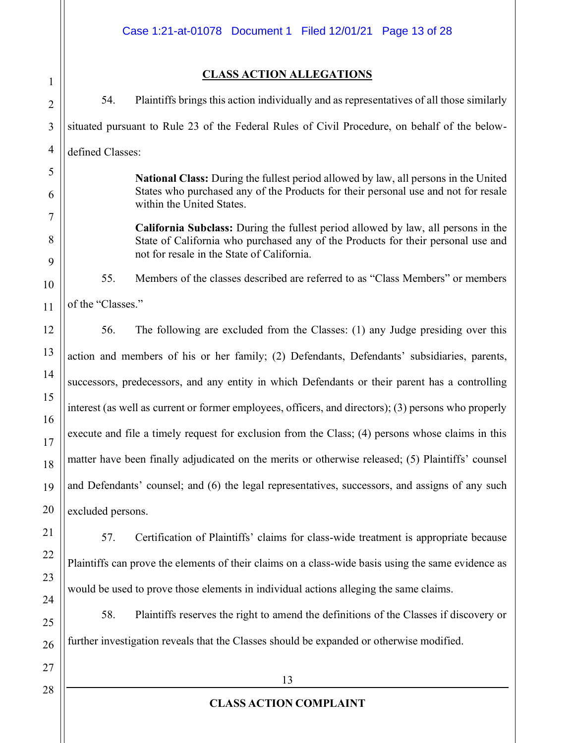## CLASS ACTION ALLEGATIONS

54. Plaintiffs brings this action individually and as representatives of all those similarly situated pursuant to Rule 23 of the Federal Rules of Civil Procedure, on behalf of the below-defined Classes:

> **National Class:** During the fullest period allowed by law, all persons in the United States who purchased any of the Products for their personal use and not for resale within the United States.
>
> **California Subclass:** During the fullest period allowed by law, all persons in the State of California who purchased any of the Products for their personal use and not for resale in the State of California.

55. Members of the classes described are referred to as "Class Members" or members of the "Classes."

56. The following are excluded from the Classes: (1) any Judge presiding over this action and members of his or her family; (2) Defendants, Defendants' subsidiaries, parents, successors, predecessors, and any entity in which Defendants or their parent has a controlling interest (as well as current or former employees, officers, and directors); (3) persons who properly execute and file a timely request for exclusion from the Class; (4) persons whose claims in this matter have been finally adjudicated on the merits or otherwise released; (5) Plaintiffs' counsel and Defendants' counsel; and (6) the legal representatives, successors, and assigns of any such excluded persons.

57. Certification of Plaintiffs' claims for class-wide treatment is appropriate because Plaintiffs can prove the elements of their claims on a class-wide basis using the same evidence as would be used to prove those elements in individual actions alleging the same claims.

58. Plaintiffs reserves the right to amend the definitions of the Classes if discovery or further investigation reveals that the Classes should be expanded or otherwise modified.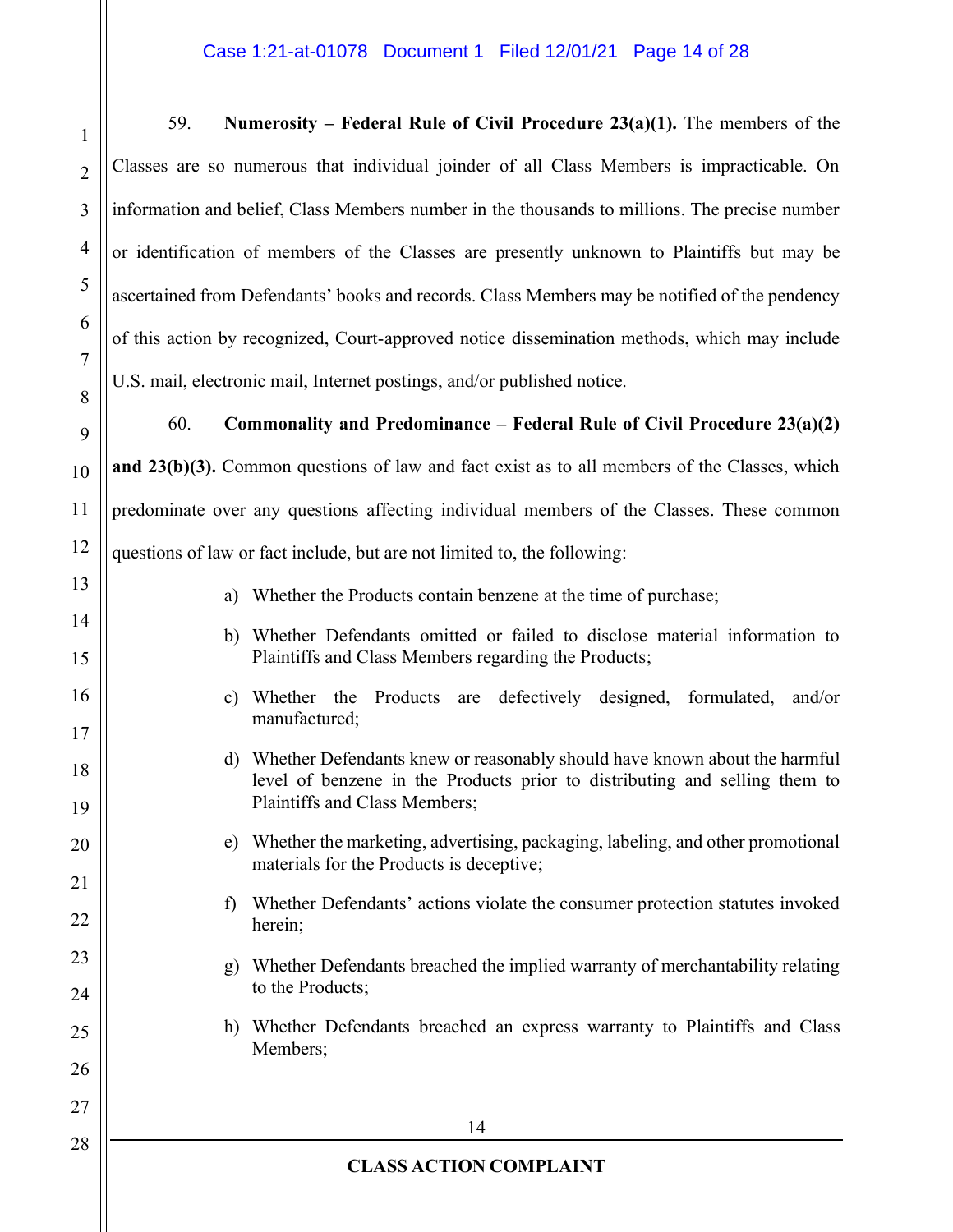59. **Numerosity – Federal Rule of Civil Procedure 23(a)(1).** The members of the Classes are so numerous that individual joinder of all Class Members is impracticable. On information and belief, Class Members number in the thousands to millions. The precise number or identification of members of the Classes are presently unknown to Plaintiffs but may be ascertained from Defendants' books and records. Class Members may be notified of the pendency of this action by recognized, Court-approved notice dissemination methods, which may include U.S. mail, electronic mail, Internet postings, and/or published notice.

60. **Commonality and Predominance – Federal Rule of Civil Procedure 23(a)(2) and 23(b)(3).** Common questions of law and fact exist as to all members of the Classes, which predominate over any questions affecting individual members of the Classes. These common questions of law or fact include, but are not limited to, the following:

a) Whether the Products contain benzene at the time of purchase;

b) Whether Defendants omitted or failed to disclose material information to Plaintiffs and Class Members regarding the Products;

c) Whether the Products are defectively designed, formulated, and/or manufactured;

d) Whether Defendants knew or reasonably should have known about the harmful level of benzene in the Products prior to distributing and selling them to Plaintiffs and Class Members;

e) Whether the marketing, advertising, packaging, labeling, and other promotional materials for the Products is deceptive;

f) Whether Defendants' actions violate the consumer protection statutes invoked herein;

g) Whether Defendants breached the implied warranty of merchantability relating to the Products;

h) Whether Defendants breached an express warranty to Plaintiffs and Class Members;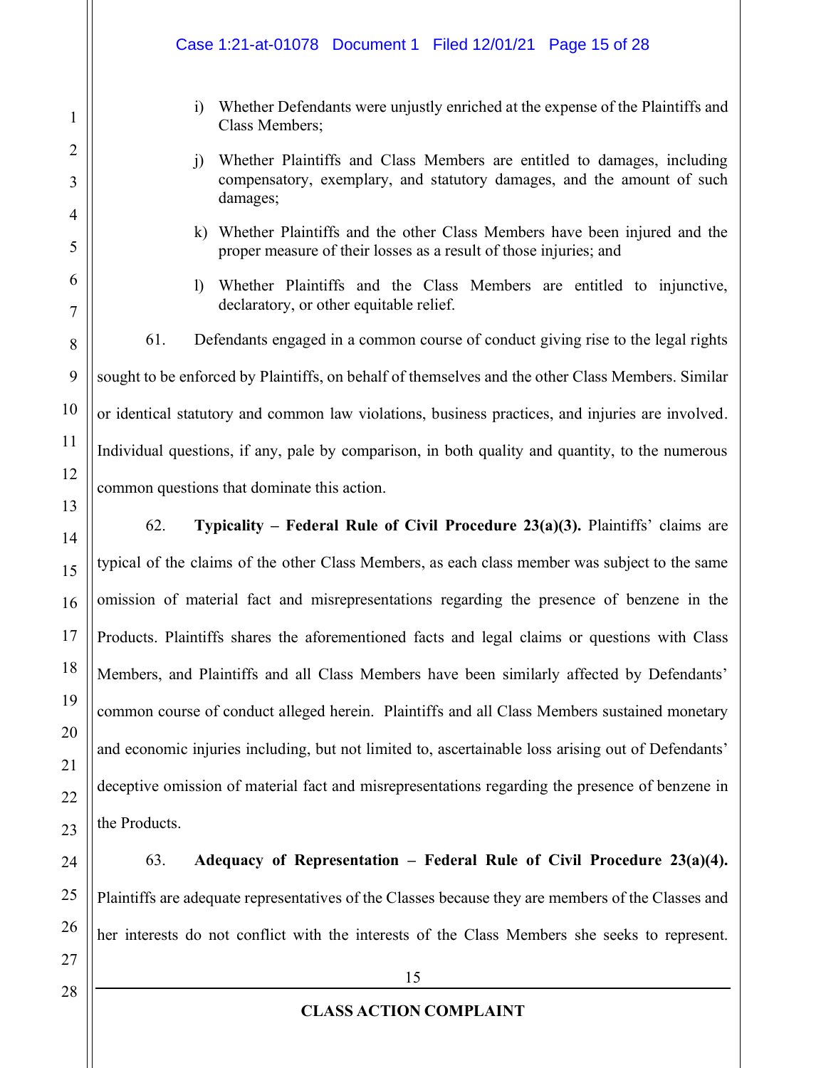i) Whether Defendants were unjustly enriched at the expense of the Plaintiffs and Class Members;

j) Whether Plaintiffs and Class Members are entitled to damages, including compensatory, exemplary, and statutory damages, and the amount of such damages;

k) Whether Plaintiffs and the other Class Members have been injured and the proper measure of their losses as a result of those injuries; and

l) Whether Plaintiffs and the Class Members are entitled to injunctive, declaratory, or other equitable relief.

61. Defendants engaged in a common course of conduct giving rise to the legal rights sought to be enforced by Plaintiffs, on behalf of themselves and the other Class Members. Similar or identical statutory and common law violations, business practices, and injuries are involved. Individual questions, if any, pale by comparison, in both quality and quantity, to the numerous common questions that dominate this action.

62. **Typicality – Federal Rule of Civil Procedure 23(a)(3).** Plaintiffs' claims are typical of the claims of the other Class Members, as each class member was subject to the same omission of material fact and misrepresentations regarding the presence of benzene in the Products. Plaintiffs shares the aforementioned facts and legal claims or questions with Class Members, and Plaintiffs and all Class Members have been similarly affected by Defendants' common course of conduct alleged herein. Plaintiffs and all Class Members sustained monetary and economic injuries including, but not limited to, ascertainable loss arising out of Defendants' deceptive omission of material fact and misrepresentations regarding the presence of benzene in the Products.

63. **Adequacy of Representation – Federal Rule of Civil Procedure 23(a)(4).** Plaintiffs are adequate representatives of the Classes because they are members of the Classes and her interests do not conflict with the interests of the Class Members she seeks to represent.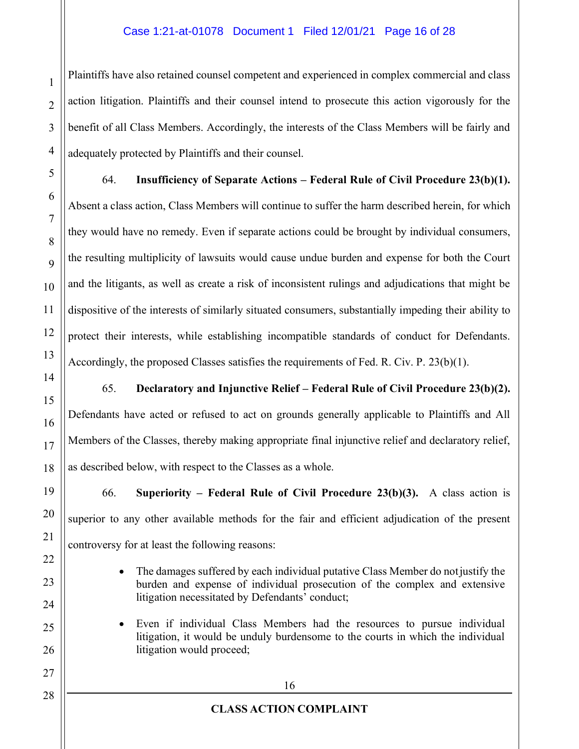Plaintiffs have also retained counsel competent and experienced in complex commercial and class action litigation. Plaintiffs and their counsel intend to prosecute this action vigorously for the benefit of all Class Members. Accordingly, the interests of the Class Members will be fairly and adequately protected by Plaintiffs and their counsel.

64. **Insufficiency of Separate Actions – Federal Rule of Civil Procedure 23(b)(1).** Absent a class action, Class Members will continue to suffer the harm described herein, for which they would have no remedy. Even if separate actions could be brought by individual consumers, the resulting multiplicity of lawsuits would cause undue burden and expense for both the Court and the litigants, as well as create a risk of inconsistent rulings and adjudications that might be dispositive of the interests of similarly situated consumers, substantially impeding their ability to protect their interests, while establishing incompatible standards of conduct for Defendants. Accordingly, the proposed Classes satisfies the requirements of Fed. R. Civ. P. 23(b)(1).

65. **Declaratory and Injunctive Relief – Federal Rule of Civil Procedure 23(b)(2).** Defendants have acted or refused to act on grounds generally applicable to Plaintiffs and All Members of the Classes, thereby making appropriate final injunctive relief and declaratory relief, as described below, with respect to the Classes as a whole.

66. **Superiority – Federal Rule of Civil Procedure 23(b)(3).** A class action is superior to any other available methods for the fair and efficient adjudication of the present controversy for at least the following reasons:

- The damages suffered by each individual putative Class Member do not justify the burden and expense of individual prosecution of the complex and extensive litigation necessitated by Defendants' conduct;
- Even if individual Class Members had the resources to pursue individual litigation, it would be unduly burdensome to the courts in which the individual litigation would proceed;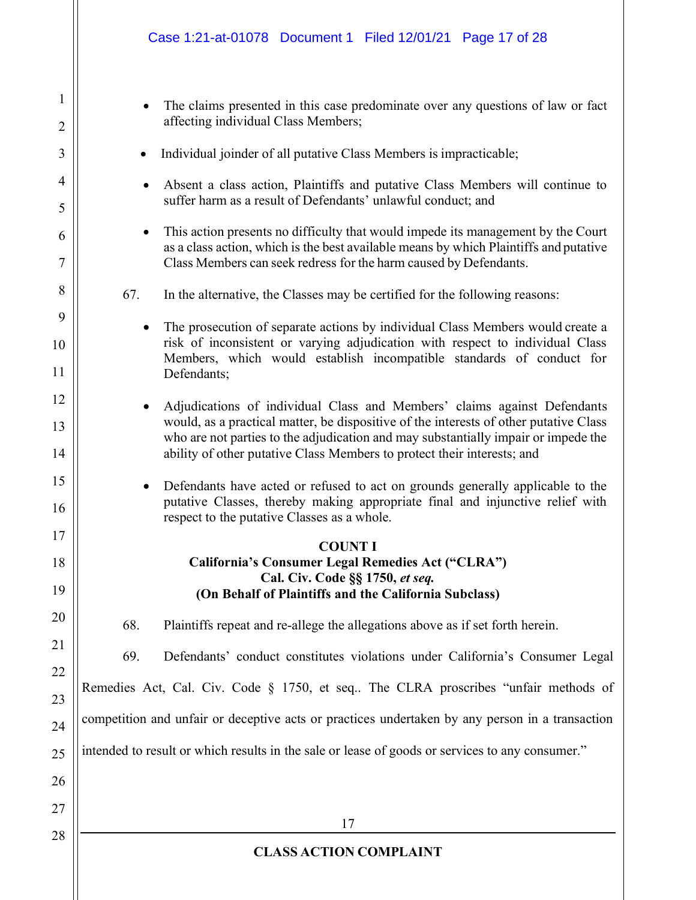- The claims presented in this case predominate over any questions of law or fact affecting individual Class Members;
- Individual joinder of all putative Class Members is impracticable;
- Absent a class action, Plaintiffs and putative Class Members will continue to suffer harm as a result of Defendants' unlawful conduct; and
- This action presents no difficulty that would impede its management by the Court as a class action, which is the best available means by which Plaintiffs and putative Class Members can seek redress for the harm caused by Defendants.

67. In the alternative, the Classes may be certified for the following reasons:

- The prosecution of separate actions by individual Class Members would create a risk of inconsistent or varying adjudication with respect to individual Class Members, which would establish incompatible standards of conduct for Defendants;
- Adjudications of individual Class and Members' claims against Defendants would, as a practical matter, be dispositive of the interests of other putative Class who are not parties to the adjudication and may substantially impair or impede the ability of other putative Class Members to protect their interests; and
- Defendants have acted or refused to act on grounds generally applicable to the putative Classes, thereby making appropriate final and injunctive relief with respect to the putative Classes as a whole.

**COUNT I**
**California's Consumer Legal Remedies Act ("CLRA")**
**Cal. Civ. Code §§ 1750, *et seq.***
**(On Behalf of Plaintiffs and the California Subclass)**

68. Plaintiffs repeat and re-allege the allegations above as if set forth herein.

69. Defendants' conduct constitutes violations under California's Consumer Legal Remedies Act, Cal. Civ. Code § 1750, et seq.. The CLRA proscribes "unfair methods of competition and unfair or deceptive acts or practices undertaken by any person in a transaction intended to result or which results in the sale or lease of goods or services to any consumer."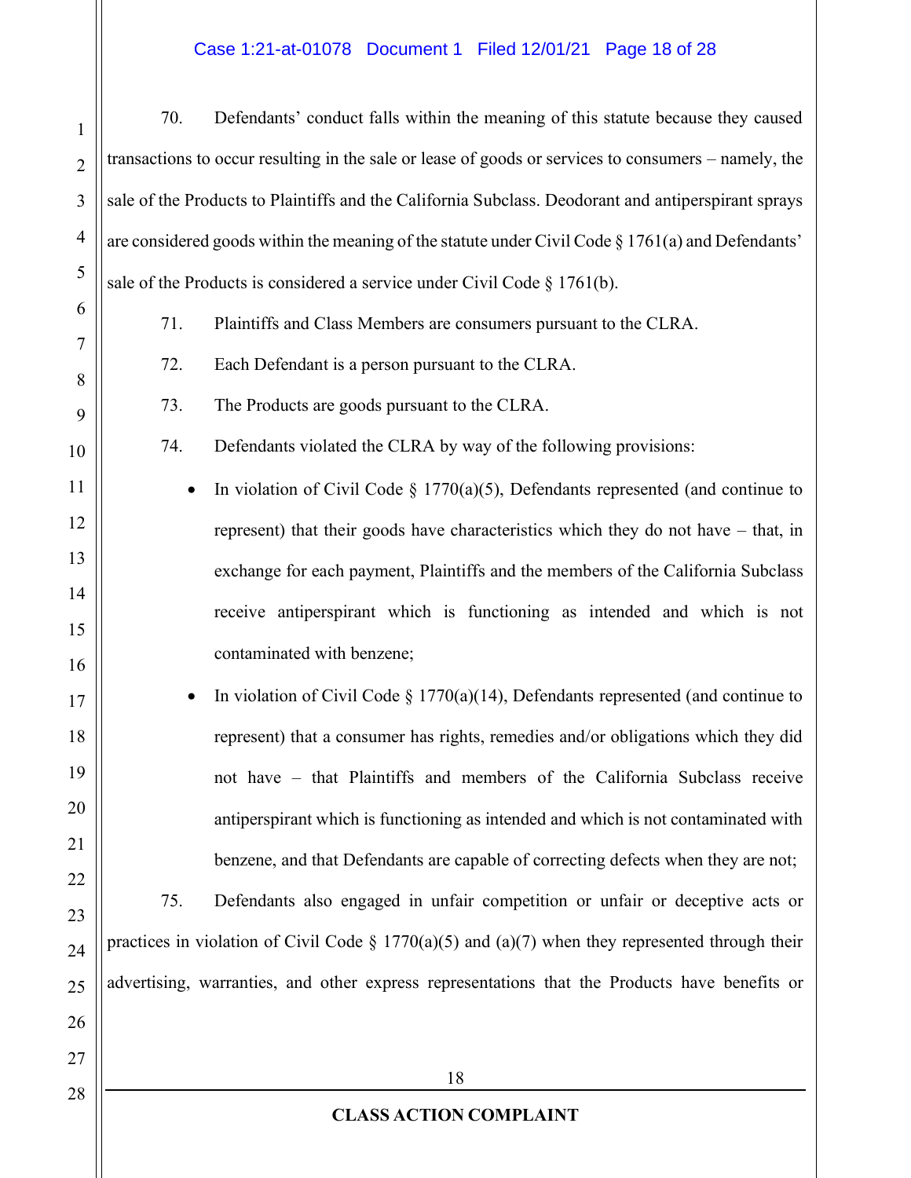70. Defendants' conduct falls within the meaning of this statute because they caused transactions to occur resulting in the sale or lease of goods or services to consumers – namely, the sale of the Products to Plaintiffs and the California Subclass. Deodorant and antiperspirant sprays are considered goods within the meaning of the statute under Civil Code § 1761(a) and Defendants' sale of the Products is considered a service under Civil Code § 1761(b).

71. Plaintiffs and Class Members are consumers pursuant to the CLRA.

72. Each Defendant is a person pursuant to the CLRA.

73. The Products are goods pursuant to the CLRA.

74. Defendants violated the CLRA by way of the following provisions:

- In violation of Civil Code § 1770(a)(5), Defendants represented (and continue to represent) that their goods have characteristics which they do not have – that, in exchange for each payment, Plaintiffs and the members of the California Subclass receive antiperspirant which is functioning as intended and which is not contaminated with benzene;
- In violation of Civil Code § 1770(a)(14), Defendants represented (and continue to represent) that a consumer has rights, remedies and/or obligations which they did not have – that Plaintiffs and members of the California Subclass receive antiperspirant which is functioning as intended and which is not contaminated with benzene, and that Defendants are capable of correcting defects when they are not;

75. Defendants also engaged in unfair competition or unfair or deceptive acts or practices in violation of Civil Code § 1770(a)(5) and (a)(7) when they represented through their advertising, warranties, and other express representations that the Products have benefits or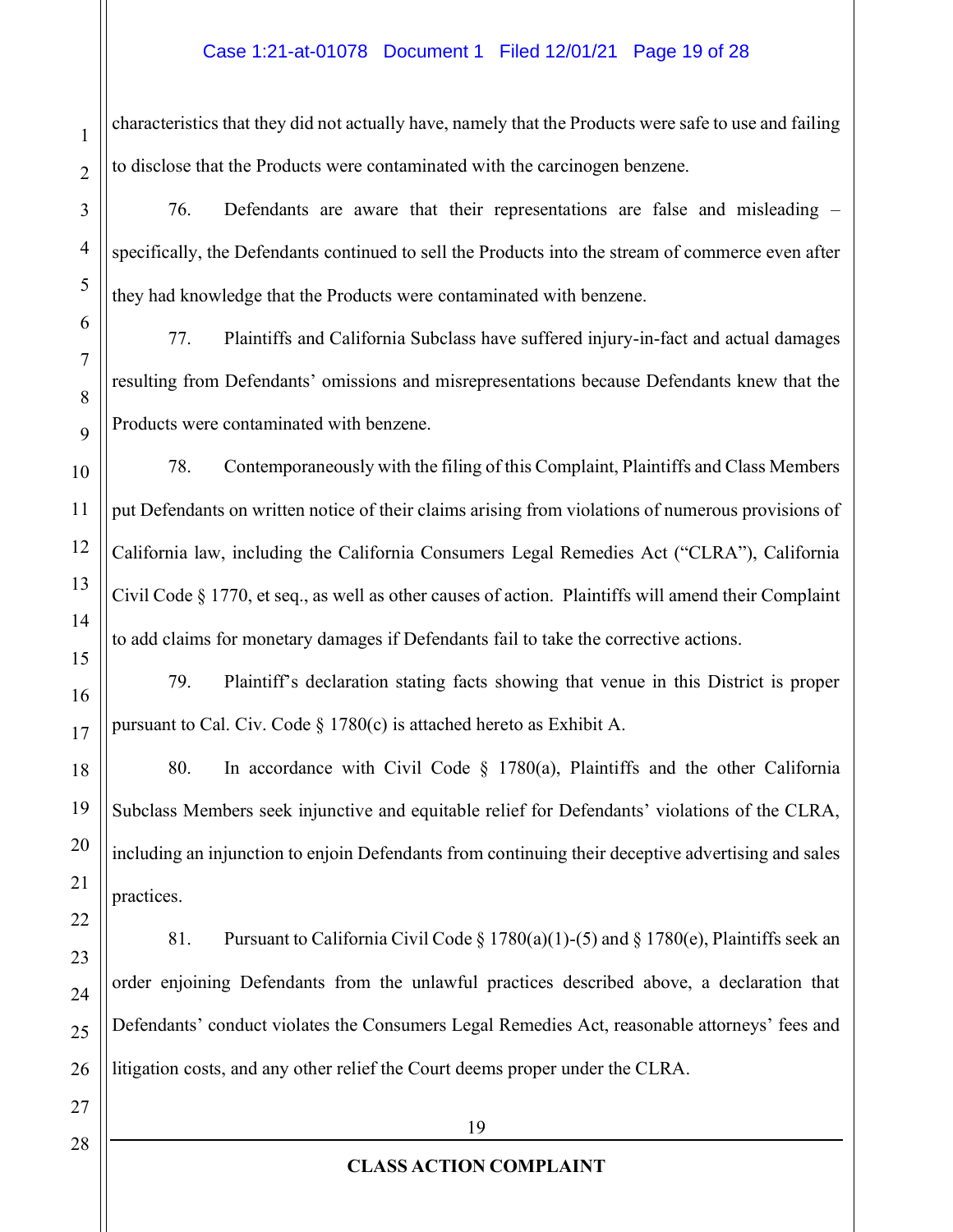characteristics that they did not actually have, namely that the Products were safe to use and failing to disclose that the Products were contaminated with the carcinogen benzene.

76. Defendants are aware that their representations are false and misleading – specifically, the Defendants continued to sell the Products into the stream of commerce even after they had knowledge that the Products were contaminated with benzene.

77. Plaintiffs and California Subclass have suffered injury-in-fact and actual damages resulting from Defendants' omissions and misrepresentations because Defendants knew that the Products were contaminated with benzene.

78. Contemporaneously with the filing of this Complaint, Plaintiffs and Class Members put Defendants on written notice of their claims arising from violations of numerous provisions of California law, including the California Consumers Legal Remedies Act ("CLRA"), California Civil Code § 1770, et seq., as well as other causes of action. Plaintiffs will amend their Complaint to add claims for monetary damages if Defendants fail to take the corrective actions.

79. Plaintiff's declaration stating facts showing that venue in this District is proper pursuant to Cal. Civ. Code § 1780(c) is attached hereto as Exhibit A.

80. In accordance with Civil Code § 1780(a), Plaintiffs and the other California Subclass Members seek injunctive and equitable relief for Defendants' violations of the CLRA, including an injunction to enjoin Defendants from continuing their deceptive advertising and sales practices.

81. Pursuant to California Civil Code § 1780(a)(1)-(5) and § 1780(e), Plaintiffs seek an order enjoining Defendants from the unlawful practices described above, a declaration that Defendants' conduct violates the Consumers Legal Remedies Act, reasonable attorneys' fees and litigation costs, and any other relief the Court deems proper under the CLRA.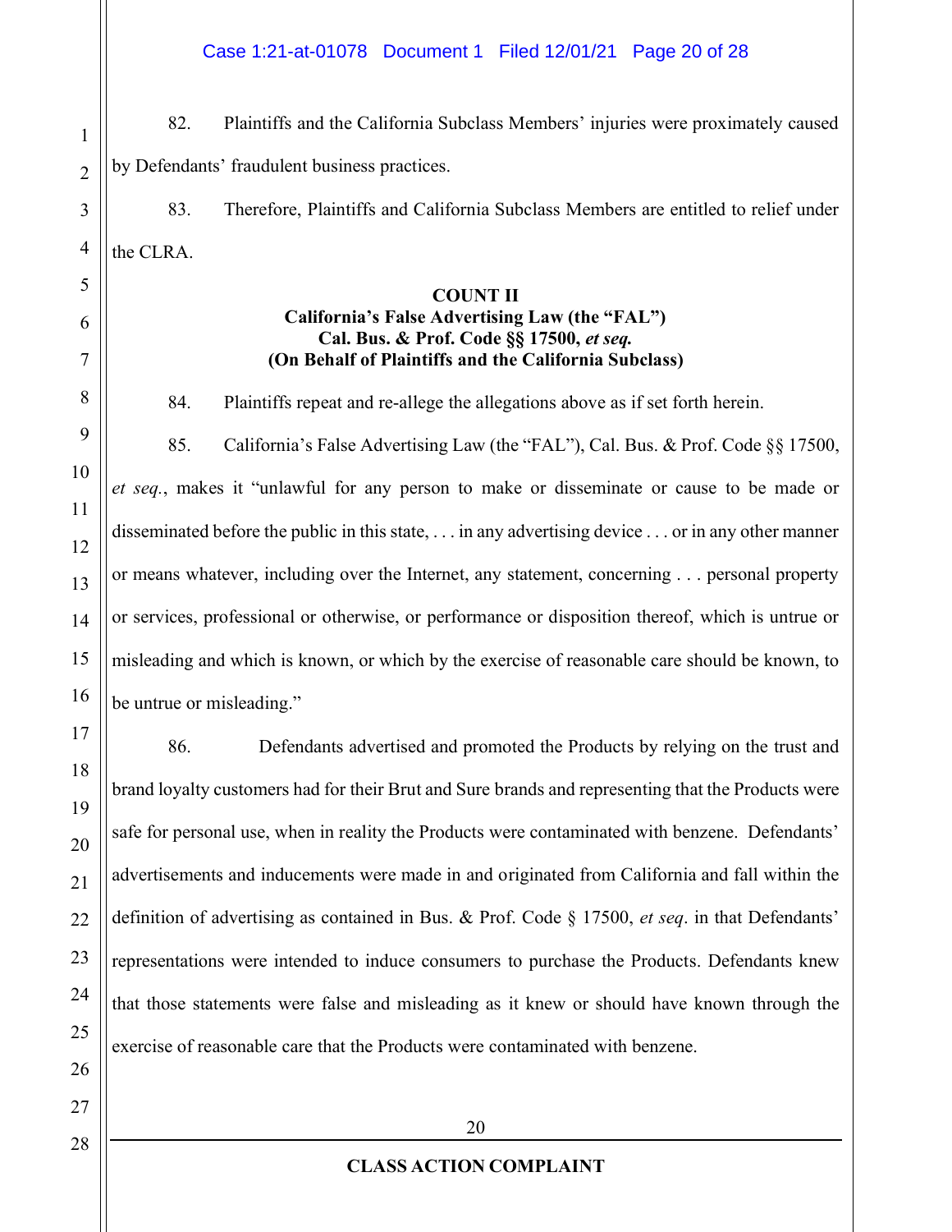82. Plaintiffs and the California Subclass Members' injuries were proximately caused by Defendants' fraudulent business practices.

83. Therefore, Plaintiffs and California Subclass Members are entitled to relief under the CLRA.

**COUNT II**
**California's False Advertising Law (the "FAL")**
**Cal. Bus. & Prof. Code §§ 17500, *et seq.***
**(On Behalf of Plaintiffs and the California Subclass)**

84. Plaintiffs repeat and re-allege the allegations above as if set forth herein.

85. California's False Advertising Law (the "FAL"), Cal. Bus. & Prof. Code §§ 17500, *et seq.*, makes it "unlawful for any person to make or disseminate or cause to be made or disseminated before the public in this state, . . . in any advertising device . . . or in any other manner or means whatever, including over the Internet, any statement, concerning . . . personal property or services, professional or otherwise, or performance or disposition thereof, which is untrue or misleading and which is known, or which by the exercise of reasonable care should be known, to be untrue or misleading."

86. Defendants advertised and promoted the Products by relying on the trust and brand loyalty customers had for their Brut and Sure brands and representing that the Products were safe for personal use, when in reality the Products were contaminated with benzene. Defendants' advertisements and inducements were made in and originated from California and fall within the definition of advertising as contained in Bus. & Prof. Code § 17500, *et seq*. in that Defendants' representations were intended to induce consumers to purchase the Products. Defendants knew that those statements were false and misleading as it knew or should have known through the exercise of reasonable care that the Products were contaminated with benzene.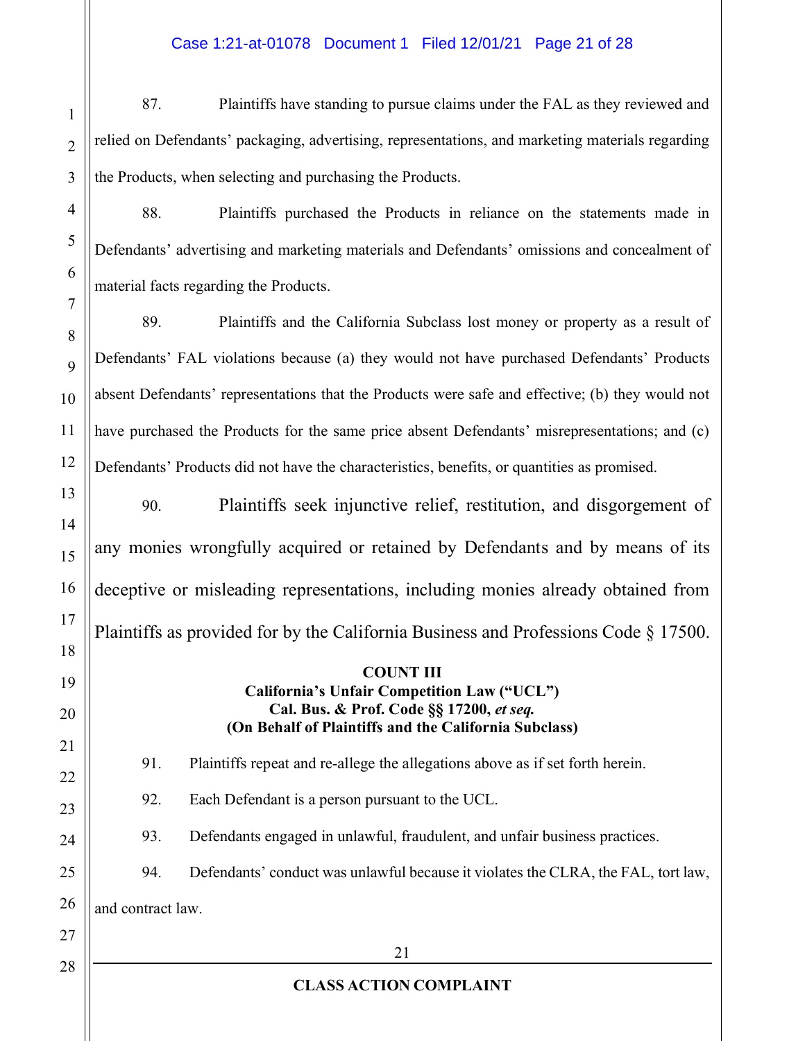87. Plaintiffs have standing to pursue claims under the FAL as they reviewed and relied on Defendants' packaging, advertising, representations, and marketing materials regarding the Products, when selecting and purchasing the Products.

88. Plaintiffs purchased the Products in reliance on the statements made in Defendants' advertising and marketing materials and Defendants' omissions and concealment of material facts regarding the Products.

89. Plaintiffs and the California Subclass lost money or property as a result of Defendants' FAL violations because (a) they would not have purchased Defendants' Products absent Defendants' representations that the Products were safe and effective; (b) they would not have purchased the Products for the same price absent Defendants' misrepresentations; and (c) Defendants' Products did not have the characteristics, benefits, or quantities as promised.

90. Plaintiffs seek injunctive relief, restitution, and disgorgement of any monies wrongfully acquired or retained by Defendants and by means of its deceptive or misleading representations, including monies already obtained from Plaintiffs as provided for by the California Business and Professions Code § 17500.

**COUNT III**
**California's Unfair Competition Law ("UCL")**
**Cal. Bus. & Prof. Code §§ 17200, *et seq.***
**(On Behalf of Plaintiffs and the California Subclass)**

91. Plaintiffs repeat and re-allege the allegations above as if set forth herein.

92. Each Defendant is a person pursuant to the UCL.

93. Defendants engaged in unlawful, fraudulent, and unfair business practices.

94. Defendants' conduct was unlawful because it violates the CLRA, the FAL, tort law, and contract law.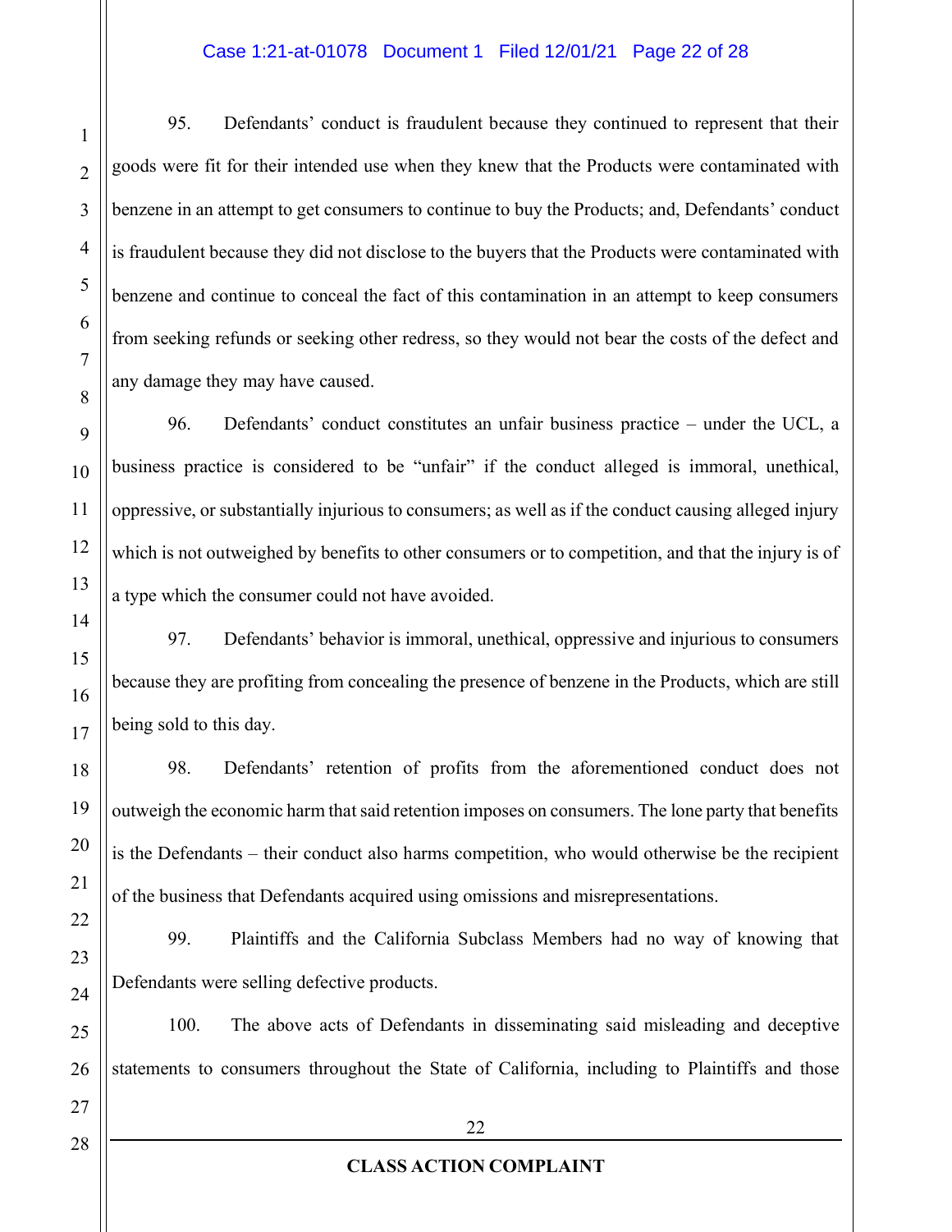95. Defendants' conduct is fraudulent because they continued to represent that their goods were fit for their intended use when they knew that the Products were contaminated with benzene in an attempt to get consumers to continue to buy the Products; and, Defendants' conduct is fraudulent because they did not disclose to the buyers that the Products were contaminated with benzene and continue to conceal the fact of this contamination in an attempt to keep consumers from seeking refunds or seeking other redress, so they would not bear the costs of the defect and any damage they may have caused.

96. Defendants' conduct constitutes an unfair business practice – under the UCL, a business practice is considered to be "unfair" if the conduct alleged is immoral, unethical, oppressive, or substantially injurious to consumers; as well as if the conduct causing alleged injury which is not outweighed by benefits to other consumers or to competition, and that the injury is of a type which the consumer could not have avoided.

97. Defendants' behavior is immoral, unethical, oppressive and injurious to consumers because they are profiting from concealing the presence of benzene in the Products, which are still being sold to this day.

98. Defendants' retention of profits from the aforementioned conduct does not outweigh the economic harm that said retention imposes on consumers. The lone party that benefits is the Defendants – their conduct also harms competition, who would otherwise be the recipient of the business that Defendants acquired using omissions and misrepresentations.

99. Plaintiffs and the California Subclass Members had no way of knowing that Defendants were selling defective products.

100. The above acts of Defendants in disseminating said misleading and deceptive statements to consumers throughout the State of California, including to Plaintiffs and those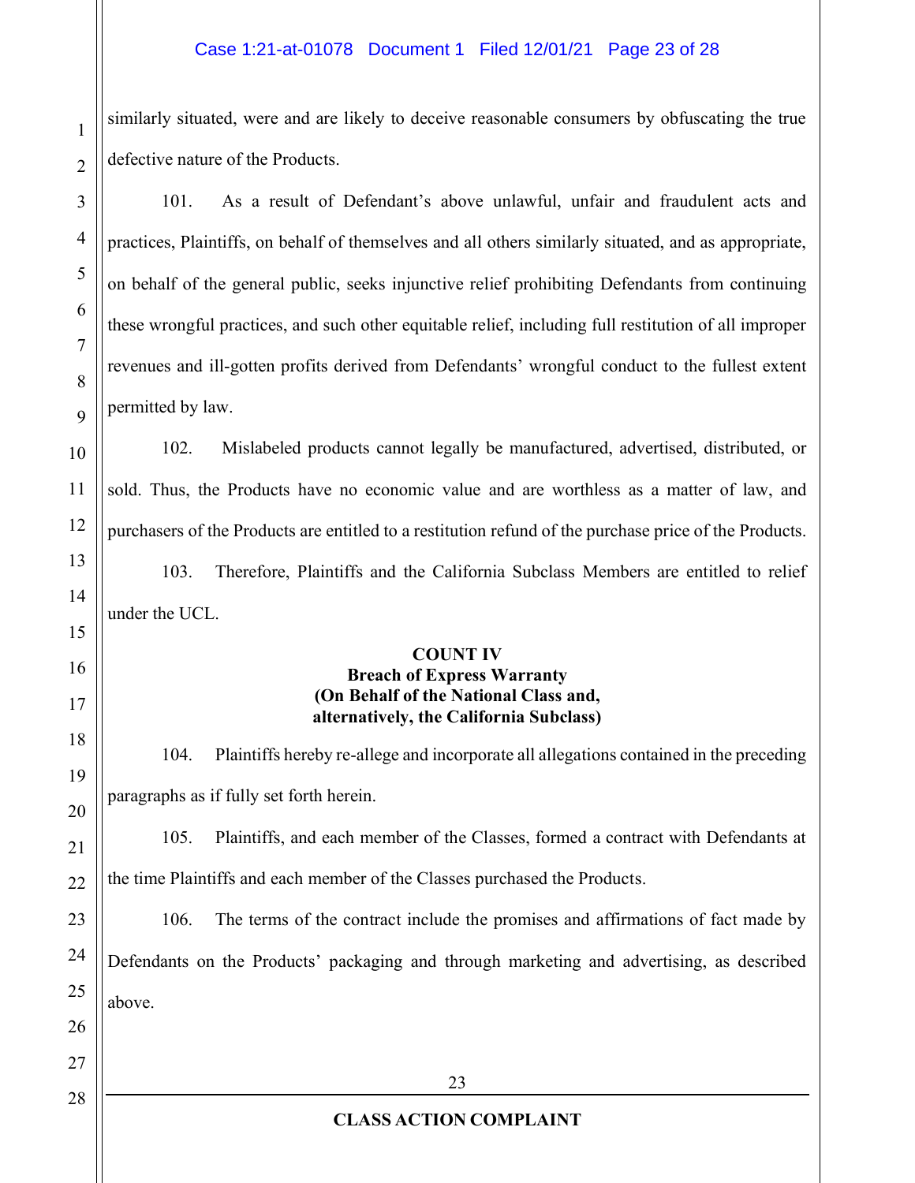similarly situated, were and are likely to deceive reasonable consumers by obfuscating the true defective nature of the Products.

101. As a result of Defendant's above unlawful, unfair and fraudulent acts and practices, Plaintiffs, on behalf of themselves and all others similarly situated, and as appropriate, on behalf of the general public, seeks injunctive relief prohibiting Defendants from continuing these wrongful practices, and such other equitable relief, including full restitution of all improper revenues and ill-gotten profits derived from Defendants' wrongful conduct to the fullest extent permitted by law.

102. Mislabeled products cannot legally be manufactured, advertised, distributed, or sold. Thus, the Products have no economic value and are worthless as a matter of law, and purchasers of the Products are entitled to a restitution refund of the purchase price of the Products.

103. Therefore, Plaintiffs and the California Subclass Members are entitled to relief under the UCL.

**COUNT IV**
**Breach of Express Warranty**
**(On Behalf of the National Class and, alternatively, the California Subclass)**

104. Plaintiffs hereby re-allege and incorporate all allegations contained in the preceding paragraphs as if fully set forth herein.

105. Plaintiffs, and each member of the Classes, formed a contract with Defendants at the time Plaintiffs and each member of the Classes purchased the Products.

106. The terms of the contract include the promises and affirmations of fact made by Defendants on the Products' packaging and through marketing and advertising, as described above.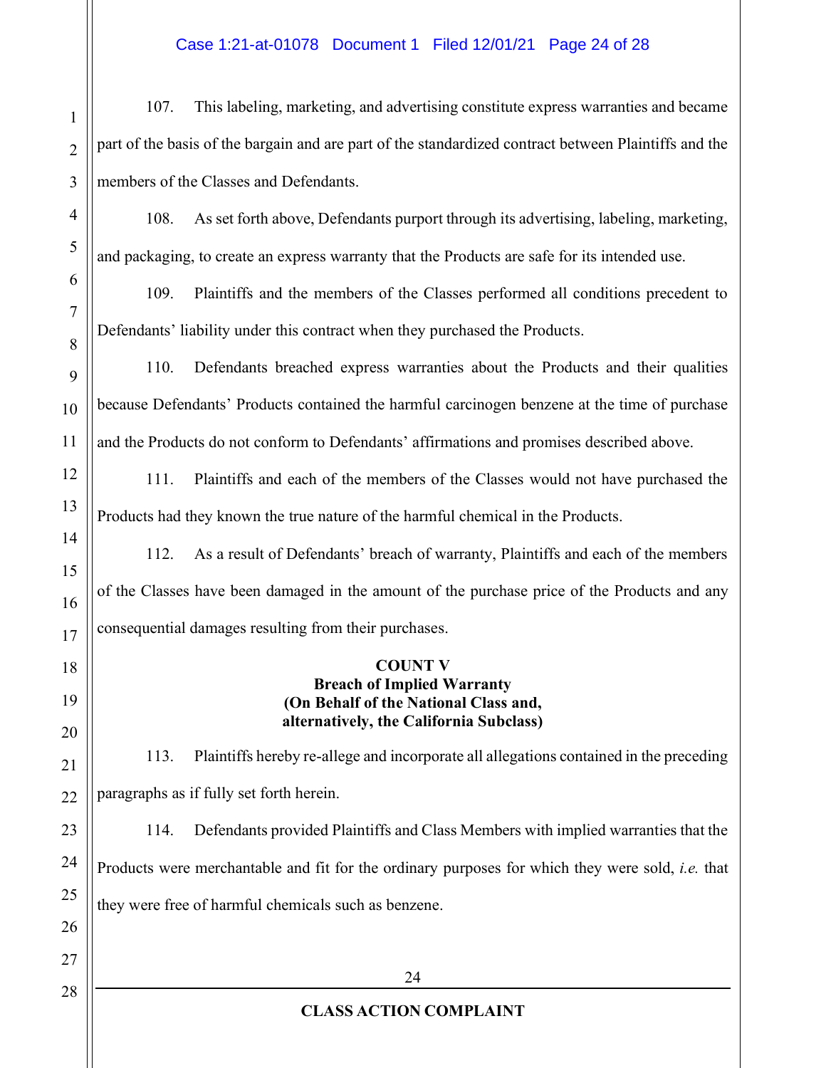107. This labeling, marketing, and advertising constitute express warranties and became part of the basis of the bargain and are part of the standardized contract between Plaintiffs and the members of the Classes and Defendants.

108. As set forth above, Defendants purport through its advertising, labeling, marketing, and packaging, to create an express warranty that the Products are safe for its intended use.

109. Plaintiffs and the members of the Classes performed all conditions precedent to Defendants' liability under this contract when they purchased the Products.

110. Defendants breached express warranties about the Products and their qualities because Defendants' Products contained the harmful carcinogen benzene at the time of purchase and the Products do not conform to Defendants' affirmations and promises described above.

111. Plaintiffs and each of the members of the Classes would not have purchased the Products had they known the true nature of the harmful chemical in the Products.

112. As a result of Defendants' breach of warranty, Plaintiffs and each of the members of the Classes have been damaged in the amount of the purchase price of the Products and any consequential damages resulting from their purchases.

**COUNT V**
**Breach of Implied Warranty**
**(On Behalf of the National Class and, alternatively, the California Subclass)**

113. Plaintiffs hereby re-allege and incorporate all allegations contained in the preceding paragraphs as if fully set forth herein.

114. Defendants provided Plaintiffs and Class Members with implied warranties that the Products were merchantable and fit for the ordinary purposes for which they were sold, *i.e.* that they were free of harmful chemicals such as benzene.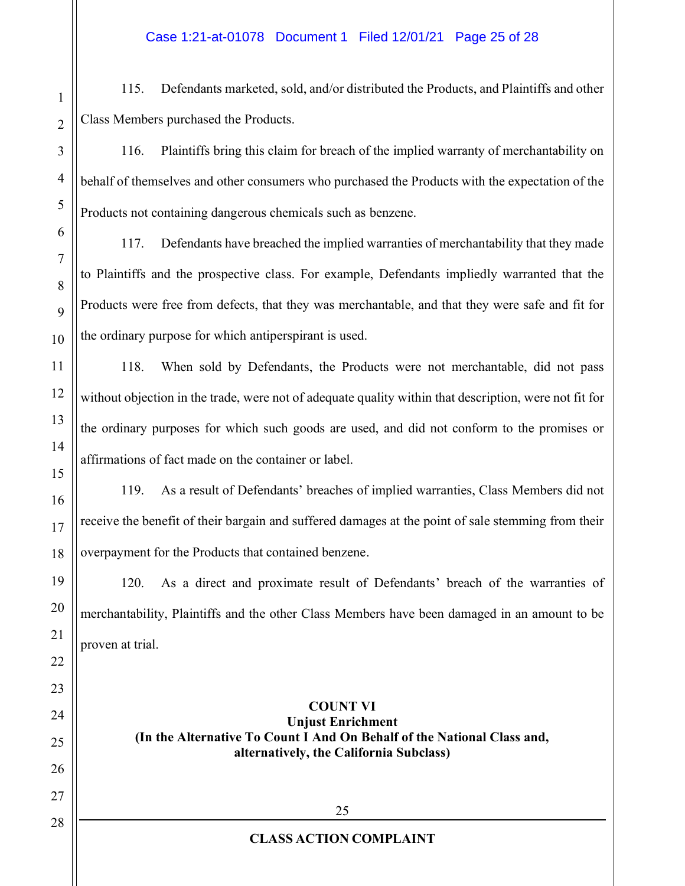115. Defendants marketed, sold, and/or distributed the Products, and Plaintiffs and other Class Members purchased the Products.

116. Plaintiffs bring this claim for breach of the implied warranty of merchantability on behalf of themselves and other consumers who purchased the Products with the expectation of the Products not containing dangerous chemicals such as benzene.

117. Defendants have breached the implied warranties of merchantability that they made to Plaintiffs and the prospective class. For example, Defendants impliedly warranted that the Products were free from defects, that they was merchantable, and that they were safe and fit for the ordinary purpose for which antiperspirant is used.

118. When sold by Defendants, the Products were not merchantable, did not pass without objection in the trade, were not of adequate quality within that description, were not fit for the ordinary purposes for which such goods are used, and did not conform to the promises or affirmations of fact made on the container or label.

119. As a result of Defendants' breaches of implied warranties, Class Members did not receive the benefit of their bargain and suffered damages at the point of sale stemming from their overpayment for the Products that contained benzene.

120. As a direct and proximate result of Defendants' breach of the warranties of merchantability, Plaintiffs and the other Class Members have been damaged in an amount to be proven at trial.

**COUNT VI**
**Unjust Enrichment**
**(In the Alternative To Count I And On Behalf of the National Class and, alternatively, the California Subclass)**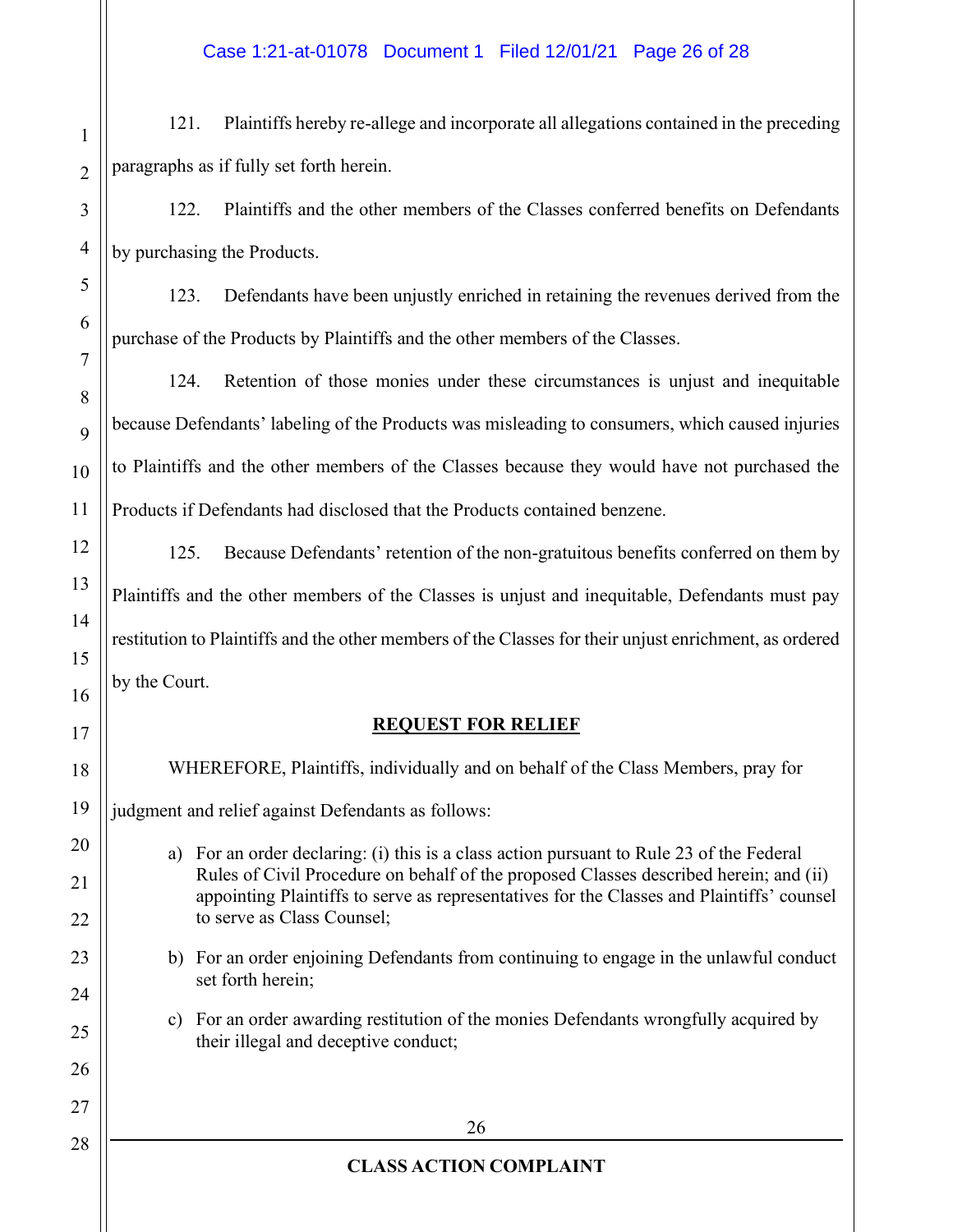121. Plaintiffs hereby re-allege and incorporate all allegations contained in the preceding paragraphs as if fully set forth herein.

122. Plaintiffs and the other members of the Classes conferred benefits on Defendants by purchasing the Products.

123. Defendants have been unjustly enriched in retaining the revenues derived from the purchase of the Products by Plaintiffs and the other members of the Classes.

124. Retention of those monies under these circumstances is unjust and inequitable because Defendants' labeling of the Products was misleading to consumers, which caused injuries to Plaintiffs and the other members of the Classes because they would have not purchased the Products if Defendants had disclosed that the Products contained benzene.

125. Because Defendants' retention of the non-gratuitous benefits conferred on them by Plaintiffs and the other members of the Classes is unjust and inequitable, Defendants must pay restitution to Plaintiffs and the other members of the Classes for their unjust enrichment, as ordered by the Court.

**REQUEST FOR RELIEF**

WHEREFORE, Plaintiffs, individually and on behalf of the Class Members, pray for judgment and relief against Defendants as follows:

a) For an order declaring: (i) this is a class action pursuant to Rule 23 of the Federal Rules of Civil Procedure on behalf of the proposed Classes described herein; and (ii) appointing Plaintiffs to serve as representatives for the Classes and Plaintiffs' counsel to serve as Class Counsel;

b) For an order enjoining Defendants from continuing to engage in the unlawful conduct set forth herein;

c) For an order awarding restitution of the monies Defendants wrongfully acquired by their illegal and deceptive conduct;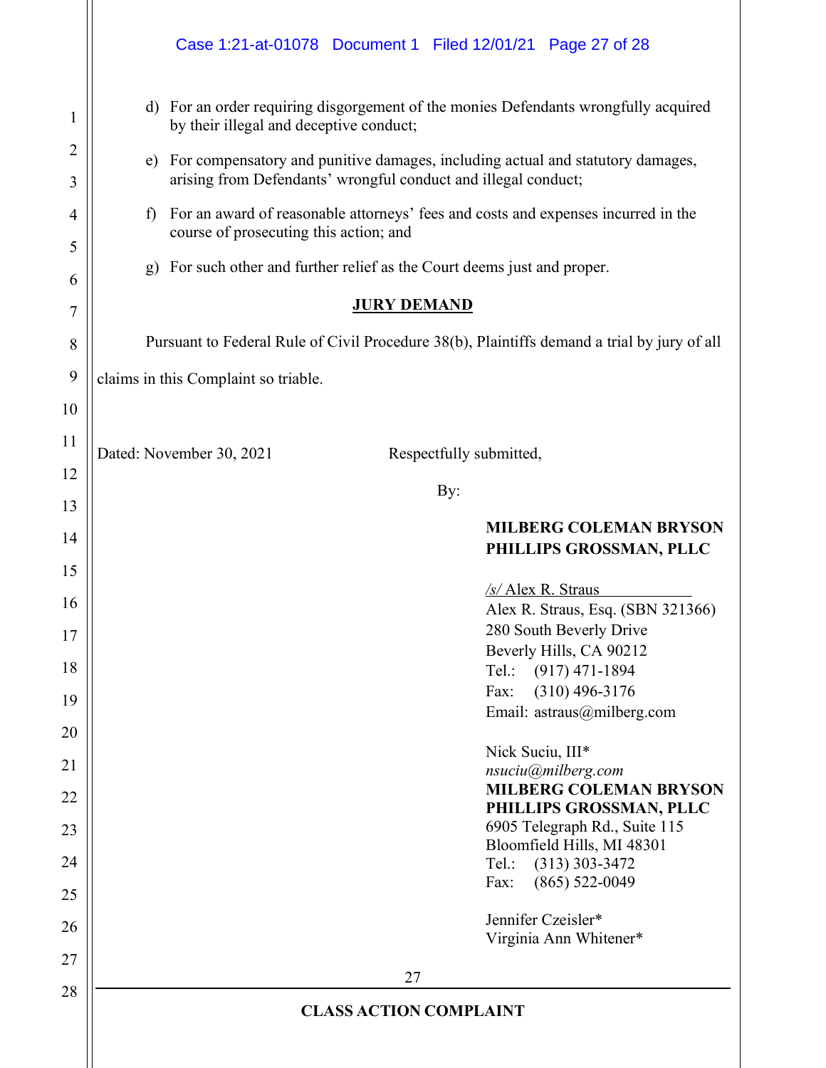d) For an order requiring disgorgement of the monies Defendants wrongfully acquired by their illegal and deceptive conduct;

e) For compensatory and punitive damages, including actual and statutory damages, arising from Defendants' wrongful conduct and illegal conduct;

f) For an award of reasonable attorneys' fees and costs and expenses incurred in the course of prosecuting this action; and

g) For such other and further relief as the Court deems just and proper.

**JURY DEMAND**

Pursuant to Federal Rule of Civil Procedure 38(b), Plaintiffs demand a trial by jury of all claims in this Complaint so triable.

Dated: November 30, 2021

Respectfully submitted,

By:

**MILBERG COLEMAN BRYSON PHILLIPS GROSSMAN, PLLC**

*/s/* Alex R. Straus
Alex R. Straus, Esq. (SBN 321366)
280 South Beverly Drive
Beverly Hills, CA 90212
Tel.: (917) 471-1894
Fax: (310) 496-3176
Email: astraus@milberg.com

Nick Suciu, III*
*nsuciu@milberg.com*
**MILBERG COLEMAN BRYSON PHILLIPS GROSSMAN, PLLC**
6905 Telegraph Rd., Suite 115
Bloomfield Hills, MI 48301
Tel.: (313) 303-3472
Fax: (865) 522-0049

Jennifer Czeisler*
Virginia Ann Whitener*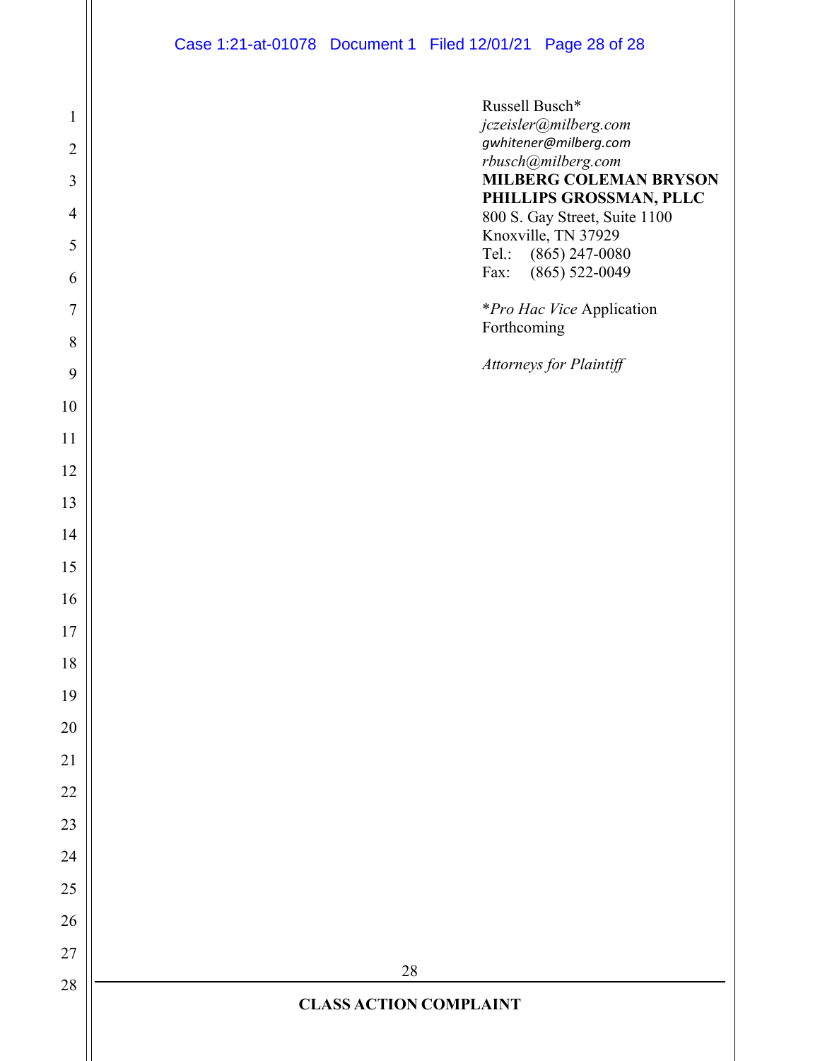Russell Busch*
*jczeisler@milberg.com*
*gwhitener@milberg.com*
*rbusch@milberg.com*
**MILBERG COLEMAN BRYSON PHILLIPS GROSSMAN, PLLC**
800 S. Gay Street, Suite 1100
Knoxville, TN 37929
Tel.: (865) 247-0080
Fax: (865) 522-0049

**Pro Hac Vice* Application Forthcoming

*Attorneys for Plaintiff*